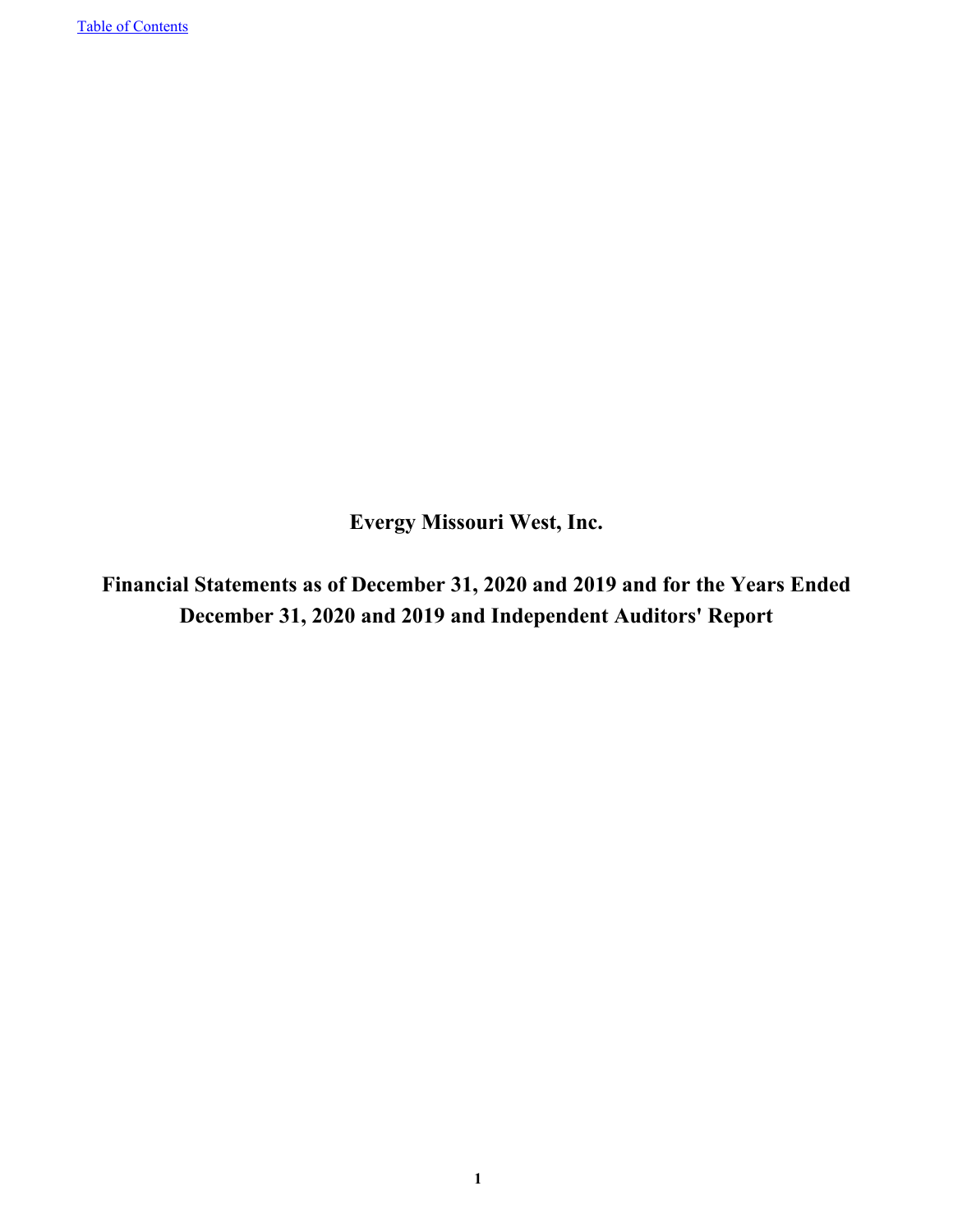# Evergy Missouri West, Inc.

## Financial Statements as of December 31, 2020 and 2019 and for the Years Ended December 31, 2020 and 2019 and Independent Auditors' Report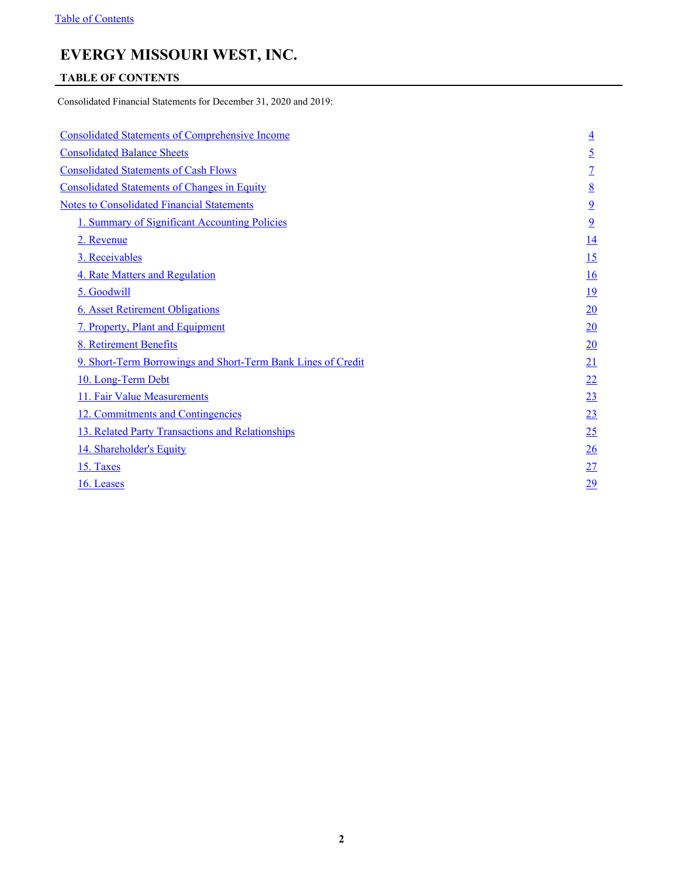Table of Contents

# EVERGY MISSOURI WEST, INC.

## TABLE OF CONTENTS

Consolidated Financial Statements for December 31, 2020 and 2019:

| | |
|---|---|
| Consolidated Statements of Comprehensive Income | 4 |
| Consolidated Balance Sheets | 5 |
| Consolidated Statements of Cash Flows | 7 |
| Consolidated Statements of Changes in Equity | 8 |
| Notes to Consolidated Financial Statements | 9 |
| 1. Summary of Significant Accounting Policies | 9 |
| 2. Revenue | 14 |
| 3. Receivables | 15 |
| 4. Rate Matters and Regulation | 16 |
| 5. Goodwill | 19 |
| 6. Asset Retirement Obligations | 20 |
| 7. Property, Plant and Equipment | 20 |
| 8. Retirement Benefits | 20 |
| 9. Short-Term Borrowings and Short-Term Bank Lines of Credit | 21 |
| 10. Long-Term Debt | 22 |
| 11. Fair Value Measurements | 23 |
| 12. Commitments and Contingencies | 23 |
| 13. Related Party Transactions and Relationships | 25 |
| 14. Shareholder's Equity | 26 |
| 15. Taxes | 27 |
| 16. Leases | 29 |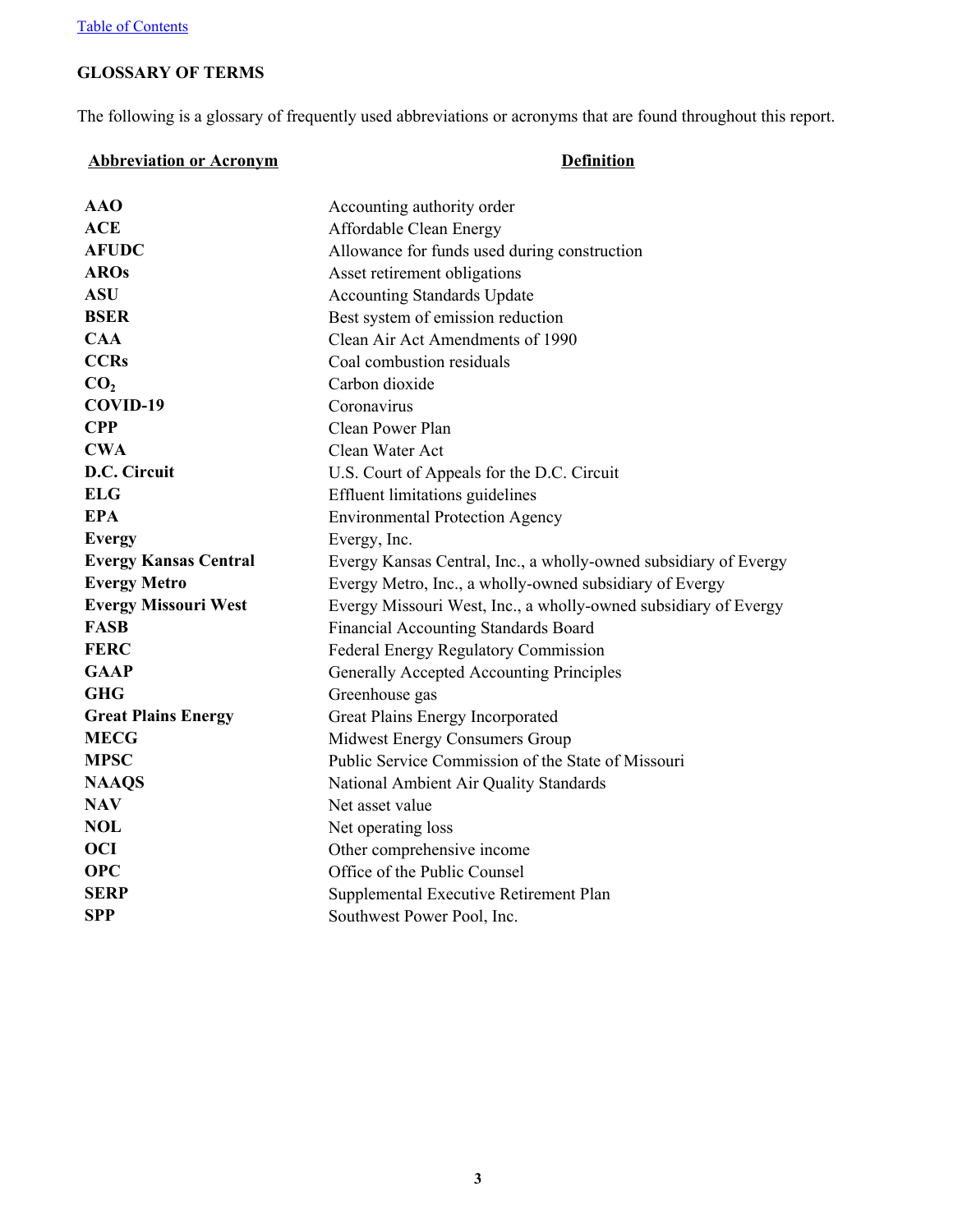[Table of Contents]

## GLOSSARY OF TERMS

The following is a glossary of frequently used abbreviations or acronyms that are found throughout this report.

| Abbreviation or Acronym | Definition |
|---|---|
| **AAO** | Accounting authority order |
| **ACE** | Affordable Clean Energy |
| **AFUDC** | Allowance for funds used during construction |
| **AROs** | Asset retirement obligations |
| **ASU** | Accounting Standards Update |
| **BSER** | Best system of emission reduction |
| **CAA** | Clean Air Act Amendments of 1990 |
| **CCRs** | Coal combustion residuals |
| **$CO_2$** | Carbon dioxide |
| **COVID-19** | Coronavirus |
| **CPP** | Clean Power Plan |
| **CWA** | Clean Water Act |
| **D.C. Circuit** | U.S. Court of Appeals for the D.C. Circuit |
| **ELG** | Effluent limitations guidelines |
| **EPA** | Environmental Protection Agency |
| **Evergy** | Evergy, Inc. |
| **Evergy Kansas Central** | Evergy Kansas Central, Inc., a wholly-owned subsidiary of Evergy |
| **Evergy Metro** | Evergy Metro, Inc., a wholly-owned subsidiary of Evergy |
| **Evergy Missouri West** | Evergy Missouri West, Inc., a wholly-owned subsidiary of Evergy |
| **FASB** | Financial Accounting Standards Board |
| **FERC** | Federal Energy Regulatory Commission |
| **GAAP** | Generally Accepted Accounting Principles |
| **GHG** | Greenhouse gas |
| **Great Plains Energy** | Great Plains Energy Incorporated |
| **MECG** | Midwest Energy Consumers Group |
| **MPSC** | Public Service Commission of the State of Missouri |
| **NAAQS** | National Ambient Air Quality Standards |
| **NAV** | Net asset value |
| **NOL** | Net operating loss |
| **OCI** | Other comprehensive income |
| **OPC** | Office of the Public Counsel |
| **SERP** | Supplemental Executive Retirement Plan |
| **SPP** | Southwest Power Pool, Inc. |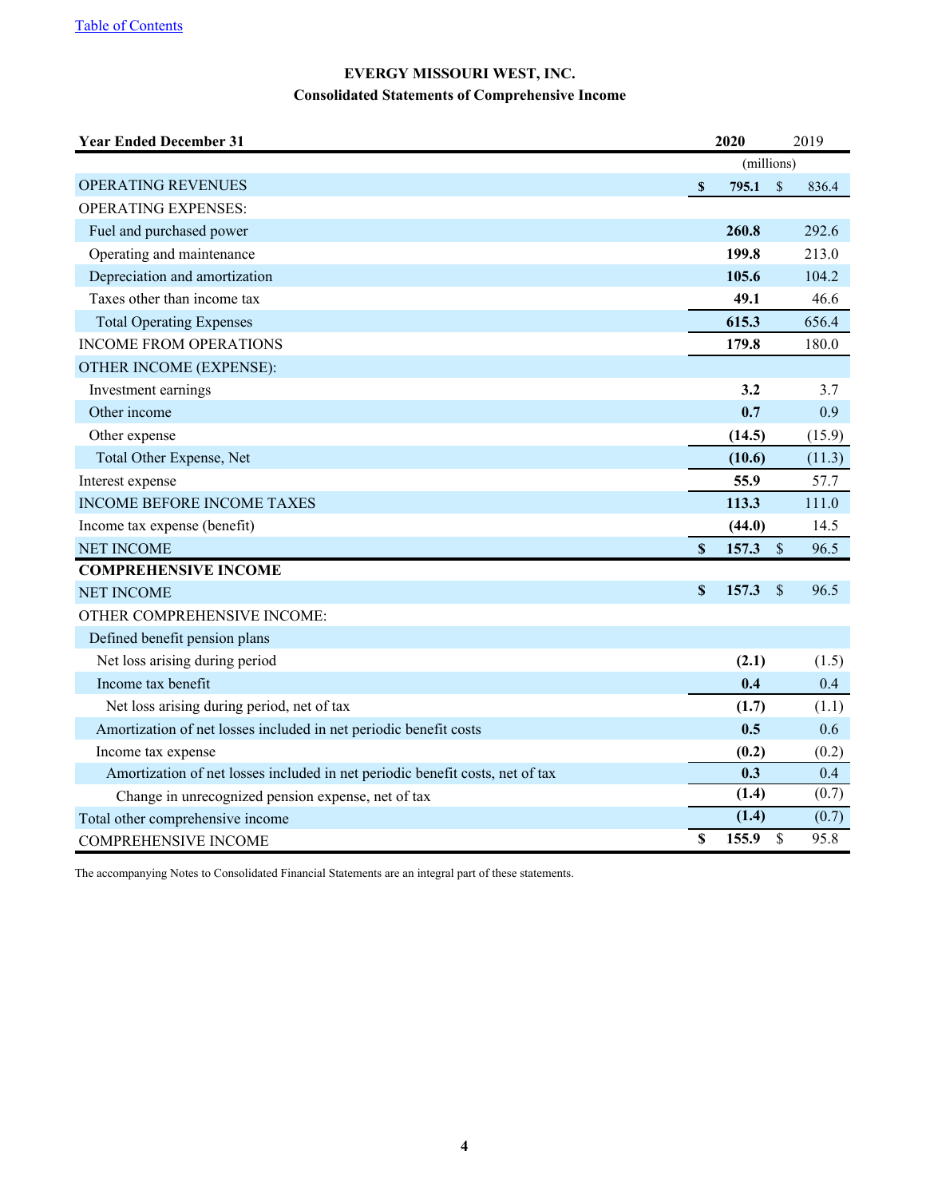[Table of Contents](#)

**EVERGY MISSOURI WEST, INC.**

**Consolidated Statements of Comprehensive Income**

| Year Ended December 31 | 2020 | 2019 |
|---|---|---|
| | (millions) | |
| OPERATING REVENUES | **$ 795.1** | $ 836.4 |
| OPERATING EXPENSES: | | |
| Fuel and purchased power | **260.8** | 292.6 |
| Operating and maintenance | **199.8** | 213.0 |
| Depreciation and amortization | **105.6** | 104.2 |
| Taxes other than income tax | **49.1** | 46.6 |
| Total Operating Expenses | **615.3** | 656.4 |
| INCOME FROM OPERATIONS | **179.8** | 180.0 |
| OTHER INCOME (EXPENSE): | | |
| Investment earnings | **3.2** | 3.7 |
| Other income | **0.7** | 0.9 |
| Other expense | **(14.5)** | (15.9) |
| Total Other Expense, Net | **(10.6)** | (11.3) |
| Interest expense | **55.9** | 57.7 |
| INCOME BEFORE INCOME TAXES | **113.3** | 111.0 |
| Income tax expense (benefit) | **(44.0)** | 14.5 |
| NET INCOME | **$ 157.3** | $ 96.5 |
| **COMPREHENSIVE INCOME** | | |
| NET INCOME | **$ 157.3** | $ 96.5 |
| OTHER COMPREHENSIVE INCOME: | | |
| Defined benefit pension plans | | |
| Net loss arising during period | **(2.1)** | (1.5) |
| Income tax benefit | **0.4** | 0.4 |
| Net loss arising during period, net of tax | **(1.7)** | (1.1) |
| Amortization of net losses included in net periodic benefit costs | **0.5** | 0.6 |
| Income tax expense | **(0.2)** | (0.2) |
| Amortization of net losses included in net periodic benefit costs, net of tax | **0.3** | 0.4 |
| Change in unrecognized pension expense, net of tax | **(1.4)** | (0.7) |
| Total other comprehensive income | **(1.4)** | (0.7) |
| COMPREHENSIVE INCOME | **$ 155.9** | $ 95.8 |

The accompanying Notes to Consolidated Financial Statements are an integral part of these statements.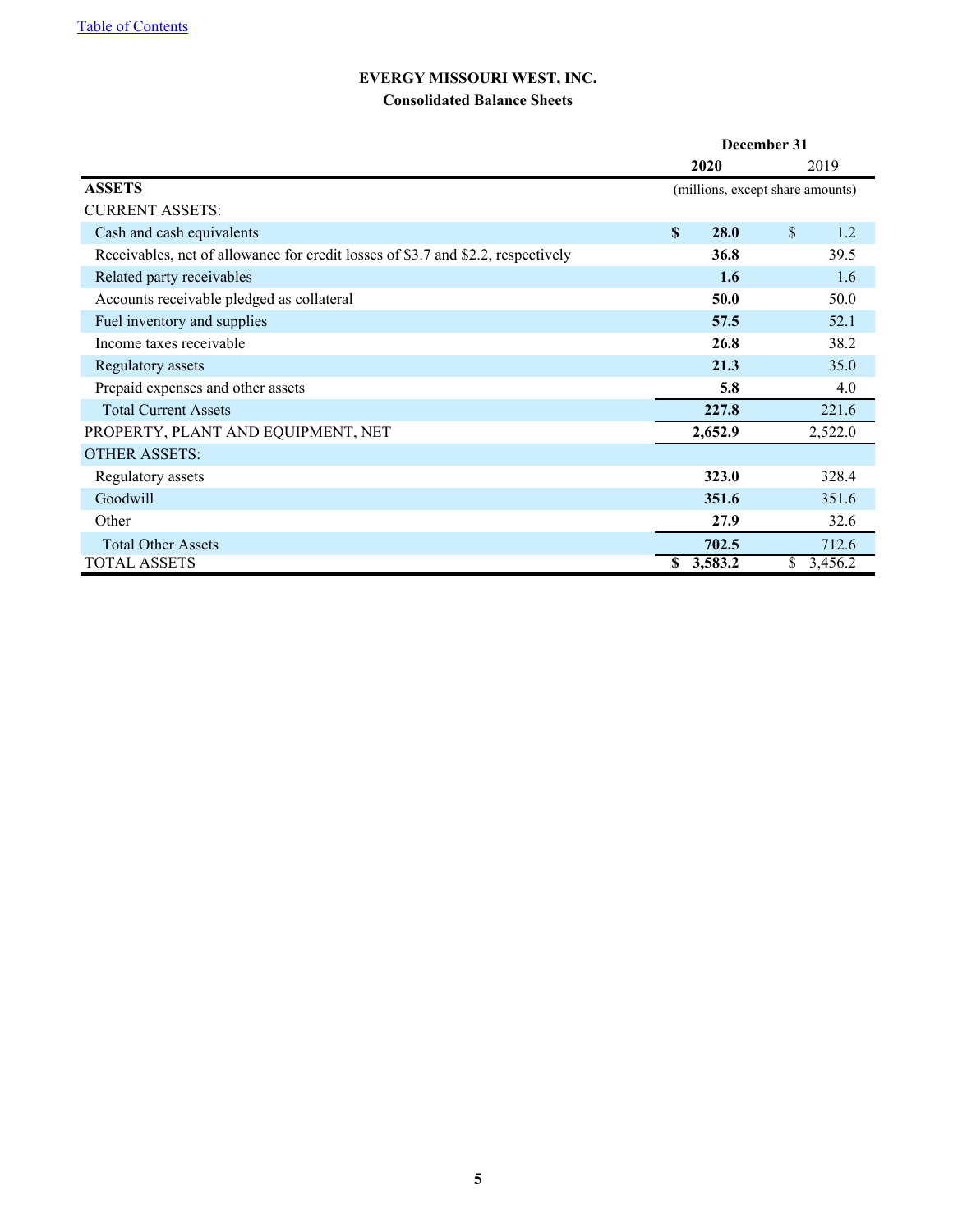# EVERGY MISSOURI WEST, INC.

## Consolidated Balance Sheets

| | December 31 | |
|---|---|---|
| | **2020** | 2019 |
| **ASSETS** | (millions, except share amounts) | |
| CURRENT ASSETS: | | |
| Cash and cash equivalents | **$ 28.0** | $ 1.2 |
| Receivables, net of allowance for credit losses of $3.7 and $2.2, respectively | **36.8** | 39.5 |
| Related party receivables | **1.6** | 1.6 |
| Accounts receivable pledged as collateral | **50.0** | 50.0 |
| Fuel inventory and supplies | **57.5** | 52.1 |
| Income taxes receivable | **26.8** | 38.2 |
| Regulatory assets | **21.3** | 35.0 |
| Prepaid expenses and other assets | **5.8** | 4.0 |
| Total Current Assets | **227.8** | 221.6 |
| PROPERTY, PLANT AND EQUIPMENT, NET | **2,652.9** | 2,522.0 |
| OTHER ASSETS: | | |
| Regulatory assets | **323.0** | 328.4 |
| Goodwill | **351.6** | 351.6 |
| Other | **27.9** | 32.6 |
| Total Other Assets | **702.5** | 712.6 |
| TOTAL ASSETS | **$ 3,583.2** | $ 3,456.2 |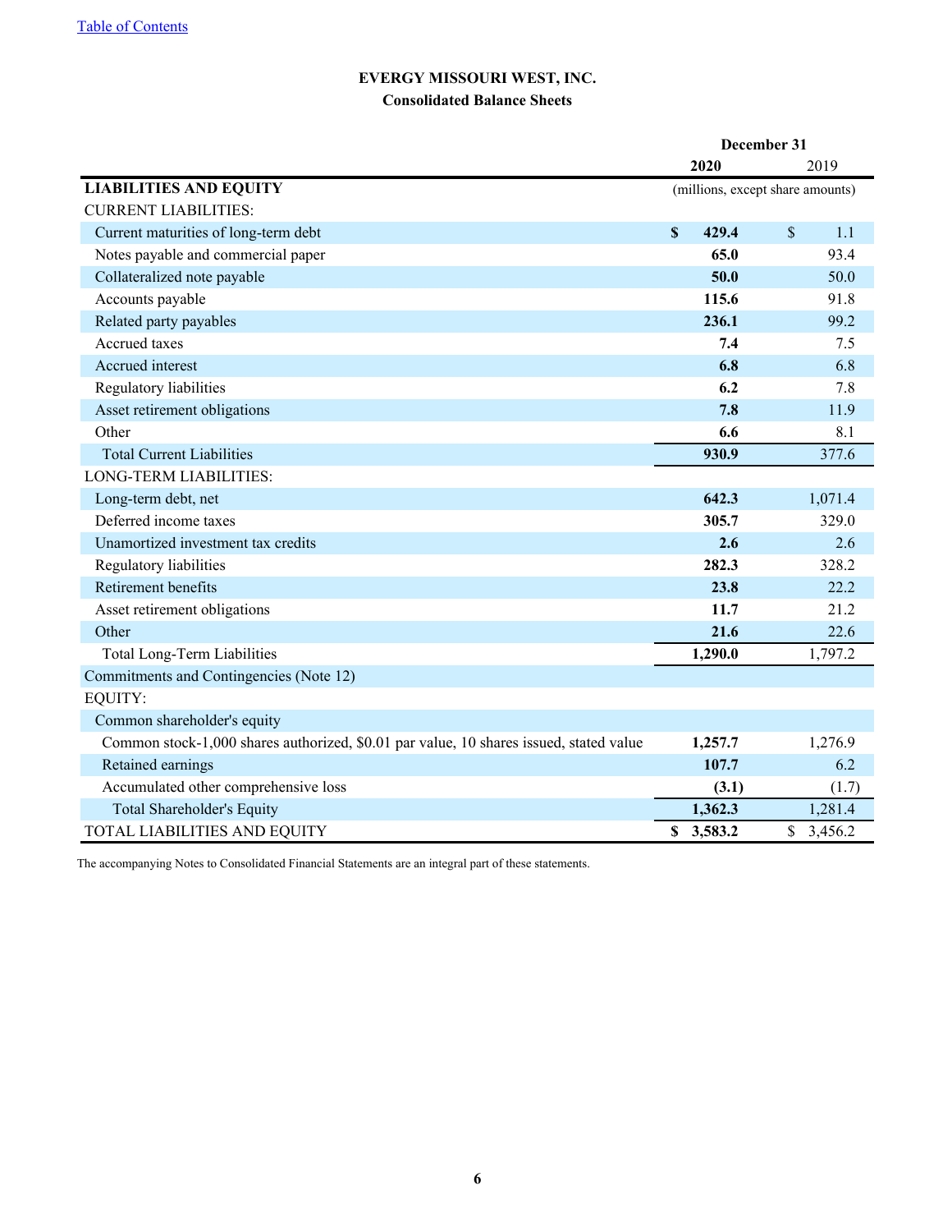[Table of Contents](#)

## EVERGY MISSOURI WEST, INC.
### Consolidated Balance Sheets

| | December 31 | |
|---|---|---|
| | **2020** | 2019 |
| **LIABILITIES AND EQUITY** | (millions, except share amounts) | |
| CURRENT LIABILITIES: | | |
| Current maturities of long-term debt | **$ 429.4** | $ 1.1 |
| Notes payable and commercial paper | **65.0** | 93.4 |
| Collateralized note payable | **50.0** | 50.0 |
| Accounts payable | **115.6** | 91.8 |
| Related party payables | **236.1** | 99.2 |
| Accrued taxes | **7.4** | 7.5 |
| Accrued interest | **6.8** | 6.8 |
| Regulatory liabilities | **6.2** | 7.8 |
| Asset retirement obligations | **7.8** | 11.9 |
| Other | **6.6** | 8.1 |
| Total Current Liabilities | **930.9** | 377.6 |
| LONG-TERM LIABILITIES: | | |
| Long-term debt, net | **642.3** | 1,071.4 |
| Deferred income taxes | **305.7** | 329.0 |
| Unamortized investment tax credits | **2.6** | 2.6 |
| Regulatory liabilities | **282.3** | 328.2 |
| Retirement benefits | **23.8** | 22.2 |
| Asset retirement obligations | **11.7** | 21.2 |
| Other | **21.6** | 22.6 |
| Total Long-Term Liabilities | **1,290.0** | 1,797.2 |
| Commitments and Contingencies (Note 12) | | |
| EQUITY: | | |
| Common shareholder's equity | | |
| Common stock-1,000 shares authorized, $0.01 par value, 10 shares issued, stated value | **1,257.7** | 1,276.9 |
| Retained earnings | **107.7** | 6.2 |
| Accumulated other comprehensive loss | **(3.1)** | (1.7) |
| Total Shareholder's Equity | **1,362.3** | 1,281.4 |
| TOTAL LIABILITIES AND EQUITY | **$ 3,583.2** | $ 3,456.2 |

The accompanying Notes to Consolidated Financial Statements are an integral part of these statements.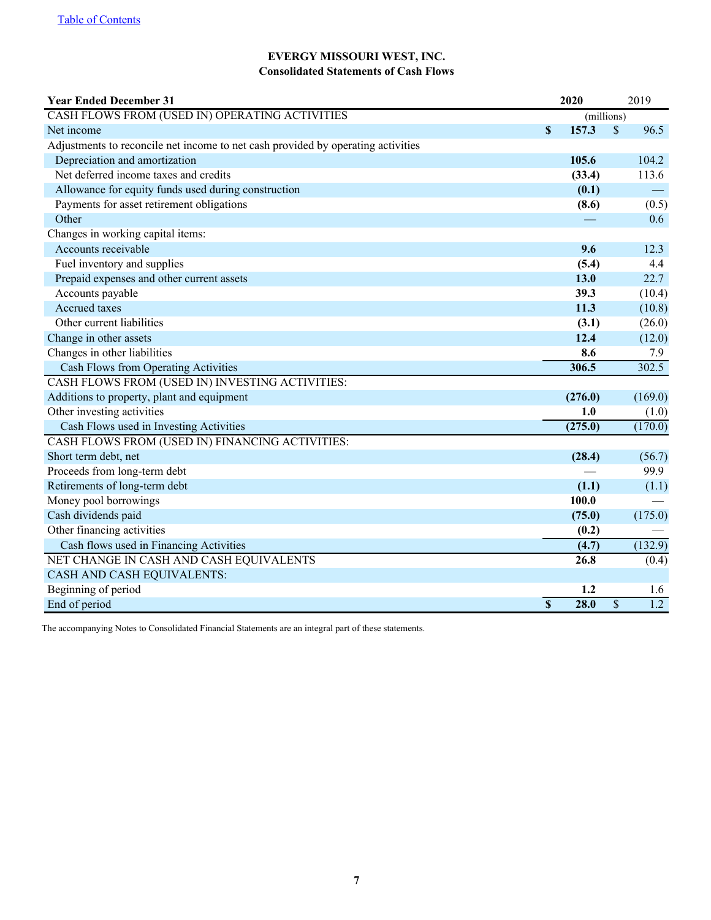[Table of Contents](#)

# EVERGY MISSOURI WEST, INC.
## Consolidated Statements of Cash Flows

| Year Ended December 31 | 2020 | 2019 |
|---|---|---|
| CASH FLOWS FROM (USED IN) OPERATING ACTIVITIES | (millions) | |
| Net income | $ **157.3** | $ 96.5 |
| Adjustments to reconcile net income to net cash provided by operating activities | | |
| Depreciation and amortization | **105.6** | 104.2 |
| Net deferred income taxes and credits | **(33.4)** | 113.6 |
| Allowance for equity funds used during construction | **(0.1)** | — |
| Payments for asset retirement obligations | **(8.6)** | (0.5) |
| Other | **—** | 0.6 |
| Changes in working capital items: | | |
| Accounts receivable | **9.6** | 12.3 |
| Fuel inventory and supplies | **(5.4)** | 4.4 |
| Prepaid expenses and other current assets | **13.0** | 22.7 |
| Accounts payable | **39.3** | (10.4) |
| Accrued taxes | **11.3** | (10.8) |
| Other current liabilities | **(3.1)** | (26.0) |
| Change in other assets | **12.4** | (12.0) |
| Changes in other liabilities | **8.6** | 7.9 |
| Cash Flows from Operating Activities | **306.5** | 302.5 |
| CASH FLOWS FROM (USED IN) INVESTING ACTIVITIES: | | |
| Additions to property, plant and equipment | **(276.0)** | (169.0) |
| Other investing activities | **1.0** | (1.0) |
| Cash Flows used in Investing Activities | **(275.0)** | (170.0) |
| CASH FLOWS FROM (USED IN) FINANCING ACTIVITIES: | | |
| Short term debt, net | **(28.4)** | (56.7) |
| Proceeds from long-term debt | **—** | 99.9 |
| Retirements of long-term debt | **(1.1)** | (1.1) |
| Money pool borrowings | **100.0** | — |
| Cash dividends paid | **(75.0)** | (175.0) |
| Other financing activities | **(0.2)** | — |
| Cash flows used in Financing Activities | **(4.7)** | (132.9) |
| NET CHANGE IN CASH AND CASH EQUIVALENTS | **26.8** | (0.4) |
| CASH AND CASH EQUIVALENTS: | | |
| Beginning of period | **1.2** | 1.6 |
| End of period | $ **28.0** | $ 1.2 |

The accompanying Notes to Consolidated Financial Statements are an integral part of these statements.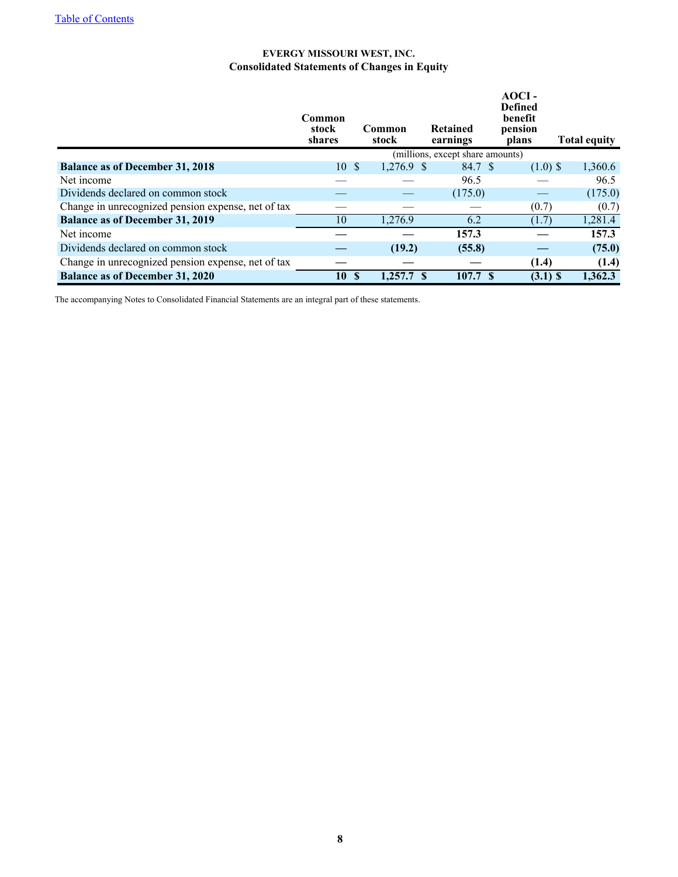[Table of Contents](#)

**EVERGY MISSOURI WEST, INC.**
**Consolidated Statements of Changes in Equity**

| | Common stock shares | Common stock | Retained earnings | AOCI - Defined benefit pension plans | Total equity |
|---|---|---|---|---|---|
| | | (millions, except share amounts) | | | |
| **Balance as of December 31, 2018** | 10 | $ 1,276.9 | $ 84.7 | $ (1.0) | $ 1,360.6 |
| Net income | — | — | 96.5 | — | 96.5 |
| Dividends declared on common stock | — | — | (175.0) | — | (175.0) |
| Change in unrecognized pension expense, net of tax | — | — | — | (0.7) | (0.7) |
| **Balance as of December 31, 2019** | 10 | 1,276.9 | 6.2 | (1.7) | 1,281.4 |
| Net income | **—** | **—** | **157.3** | **—** | **157.3** |
| Dividends declared on common stock | **—** | **(19.2)** | **(55.8)** | **—** | **(75.0)** |
| Change in unrecognized pension expense, net of tax | **—** | **—** | **—** | **(1.4)** | **(1.4)** |
| **Balance as of December 31, 2020** | **10** | **$ 1,257.7** | **$ 107.7** | **$ (3.1)** | **$ 1,362.3** |

The accompanying Notes to Consolidated Financial Statements are an integral part of these statements.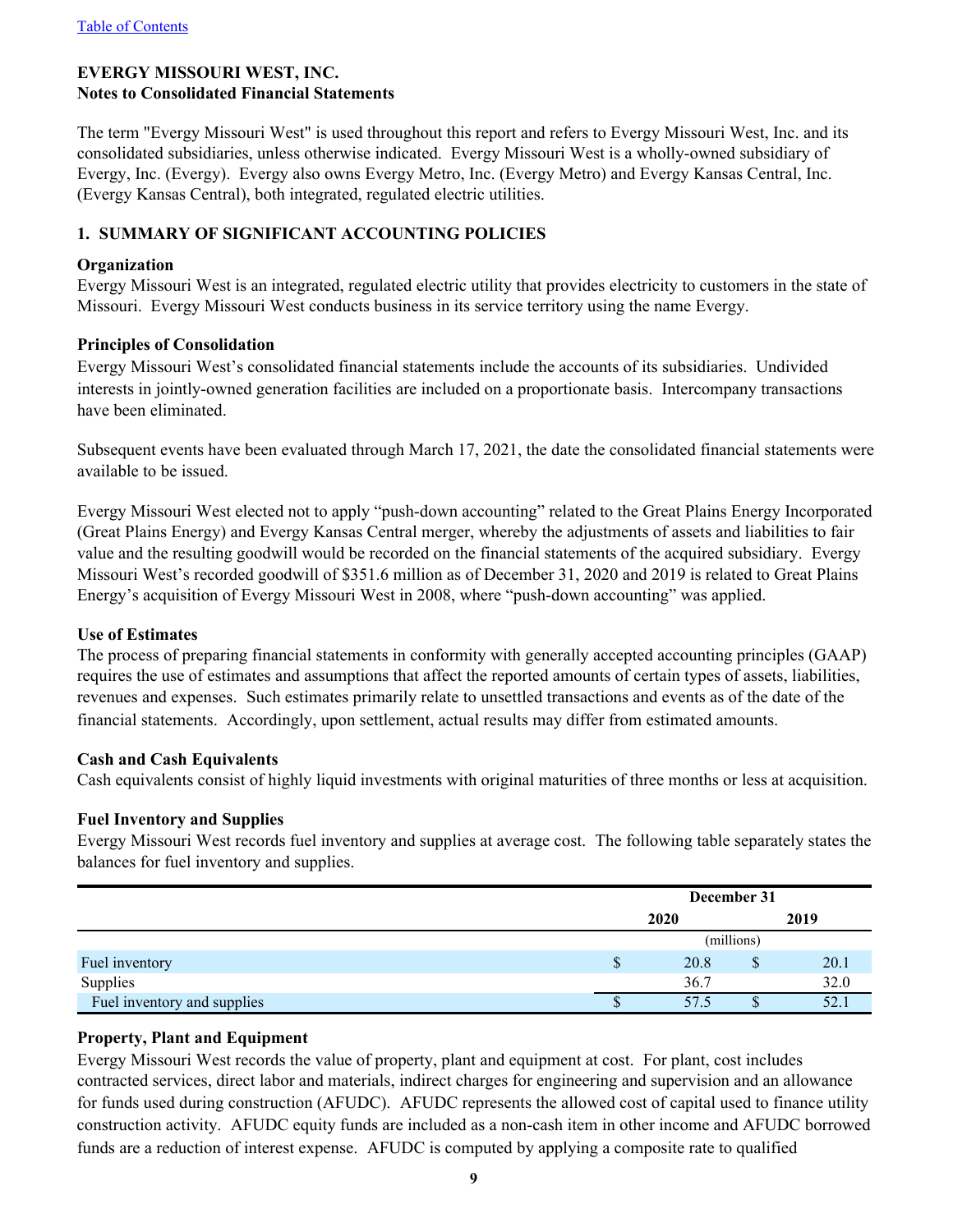**EVERGY MISSOURI WEST, INC.**
**Notes to Consolidated Financial Statements**

The term "Evergy Missouri West" is used throughout this report and refers to Evergy Missouri West, Inc. and its consolidated subsidiaries, unless otherwise indicated. Evergy Missouri West is a wholly-owned subsidiary of Evergy, Inc. (Evergy). Evergy also owns Evergy Metro, Inc. (Evergy Metro) and Evergy Kansas Central, Inc. (Evergy Kansas Central), both integrated, regulated electric utilities.

## 1. SUMMARY OF SIGNIFICANT ACCOUNTING POLICIES

### Organization

Evergy Missouri West is an integrated, regulated electric utility that provides electricity to customers in the state of Missouri. Evergy Missouri West conducts business in its service territory using the name Evergy.

### Principles of Consolidation

Evergy Missouri West's consolidated financial statements include the accounts of its subsidiaries. Undivided interests in jointly-owned generation facilities are included on a proportionate basis. Intercompany transactions have been eliminated.

Subsequent events have been evaluated through March 17, 2021, the date the consolidated financial statements were available to be issued.

Evergy Missouri West elected not to apply "push-down accounting" related to the Great Plains Energy Incorporated (Great Plains Energy) and Evergy Kansas Central merger, whereby the adjustments of assets and liabilities to fair value and the resulting goodwill would be recorded on the financial statements of the acquired subsidiary. Evergy Missouri West's recorded goodwill of $351.6 million as of December 31, 2020 and 2019 is related to Great Plains Energy's acquisition of Evergy Missouri West in 2008, where "push-down accounting" was applied.

### Use of Estimates

The process of preparing financial statements in conformity with generally accepted accounting principles (GAAP) requires the use of estimates and assumptions that affect the reported amounts of certain types of assets, liabilities, revenues and expenses. Such estimates primarily relate to unsettled transactions and events as of the date of the financial statements. Accordingly, upon settlement, actual results may differ from estimated amounts.

### Cash and Cash Equivalents

Cash equivalents consist of highly liquid investments with original maturities of three months or less at acquisition.

### Fuel Inventory and Supplies

Evergy Missouri West records fuel inventory and supplies at average cost. The following table separately states the balances for fuel inventory and supplies.

| | December 31 | |
|---|---|---|
| | 2020 | 2019 |
| | (millions) | |
| Fuel inventory | $ 20.8 | $ 20.1 |
| Supplies | 36.7 | 32.0 |
| Fuel inventory and supplies | $ 57.5 | $ 52.1 |

### Property, Plant and Equipment

Evergy Missouri West records the value of property, plant and equipment at cost. For plant, cost includes contracted services, direct labor and materials, indirect charges for engineering and supervision and an allowance for funds used during construction (AFUDC). AFUDC represents the allowed cost of capital used to finance utility construction activity. AFUDC equity funds are included as a non-cash item in other income and AFUDC borrowed funds are a reduction of interest expense. AFUDC is computed by applying a composite rate to qualified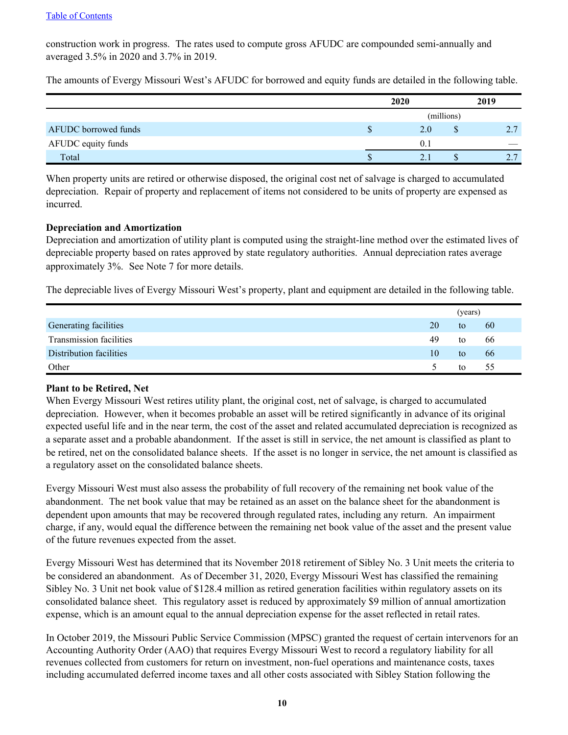construction work in progress. The rates used to compute gross AFUDC are compounded semi-annually and averaged 3.5% in 2020 and 3.7% in 2019.

The amounts of Evergy Missouri West's AFUDC for borrowed and equity funds are detailed in the following table.

| | 2020 | 2019 |
|---|---|---|
| | (millions) | |
| AFUDC borrowed funds | $ 2.0 | $ 2.7 |
| AFUDC equity funds | 0.1 | — |
| Total | $ 2.1 | $ 2.7 |

When property units are retired or otherwise disposed, the original cost net of salvage is charged to accumulated depreciation. Repair of property and replacement of items not considered to be units of property are expensed as incurred.

**Depreciation and Amortization**

Depreciation and amortization of utility plant is computed using the straight-line method over the estimated lives of depreciable property based on rates approved by state regulatory authorities. Annual depreciation rates average approximately 3%. See Note 7 for more details.

The depreciable lives of Evergy Missouri West's property, plant and equipment are detailed in the following table.

| | (years) |
|---|---|
| Generating facilities | 20 to 60 |
| Transmission facilities | 49 to 66 |
| Distribution facilities | 10 to 66 |
| Other | 5 to 55 |

**Plant to be Retired, Net**

When Evergy Missouri West retires utility plant, the original cost, net of salvage, is charged to accumulated depreciation. However, when it becomes probable an asset will be retired significantly in advance of its original expected useful life and in the near term, the cost of the asset and related accumulated depreciation is recognized as a separate asset and a probable abandonment. If the asset is still in service, the net amount is classified as plant to be retired, net on the consolidated balance sheets. If the asset is no longer in service, the net amount is classified as a regulatory asset on the consolidated balance sheets.

Evergy Missouri West must also assess the probability of full recovery of the remaining net book value of the abandonment. The net book value that may be retained as an asset on the balance sheet for the abandonment is dependent upon amounts that may be recovered through regulated rates, including any return. An impairment charge, if any, would equal the difference between the remaining net book value of the asset and the present value of the future revenues expected from the asset.

Evergy Missouri West has determined that its November 2018 retirement of Sibley No. 3 Unit meets the criteria to be considered an abandonment. As of December 31, 2020, Evergy Missouri West has classified the remaining Sibley No. 3 Unit net book value of $128.4 million as retired generation facilities within regulatory assets on its consolidated balance sheet. This regulatory asset is reduced by approximately $9 million of annual amortization expense, which is an amount equal to the annual depreciation expense for the asset reflected in retail rates.

In October 2019, the Missouri Public Service Commission (MPSC) granted the request of certain intervenors for an Accounting Authority Order (AAO) that requires Evergy Missouri West to record a regulatory liability for all revenues collected from customers for return on investment, non-fuel operations and maintenance costs, taxes including accumulated deferred income taxes and all other costs associated with Sibley Station following the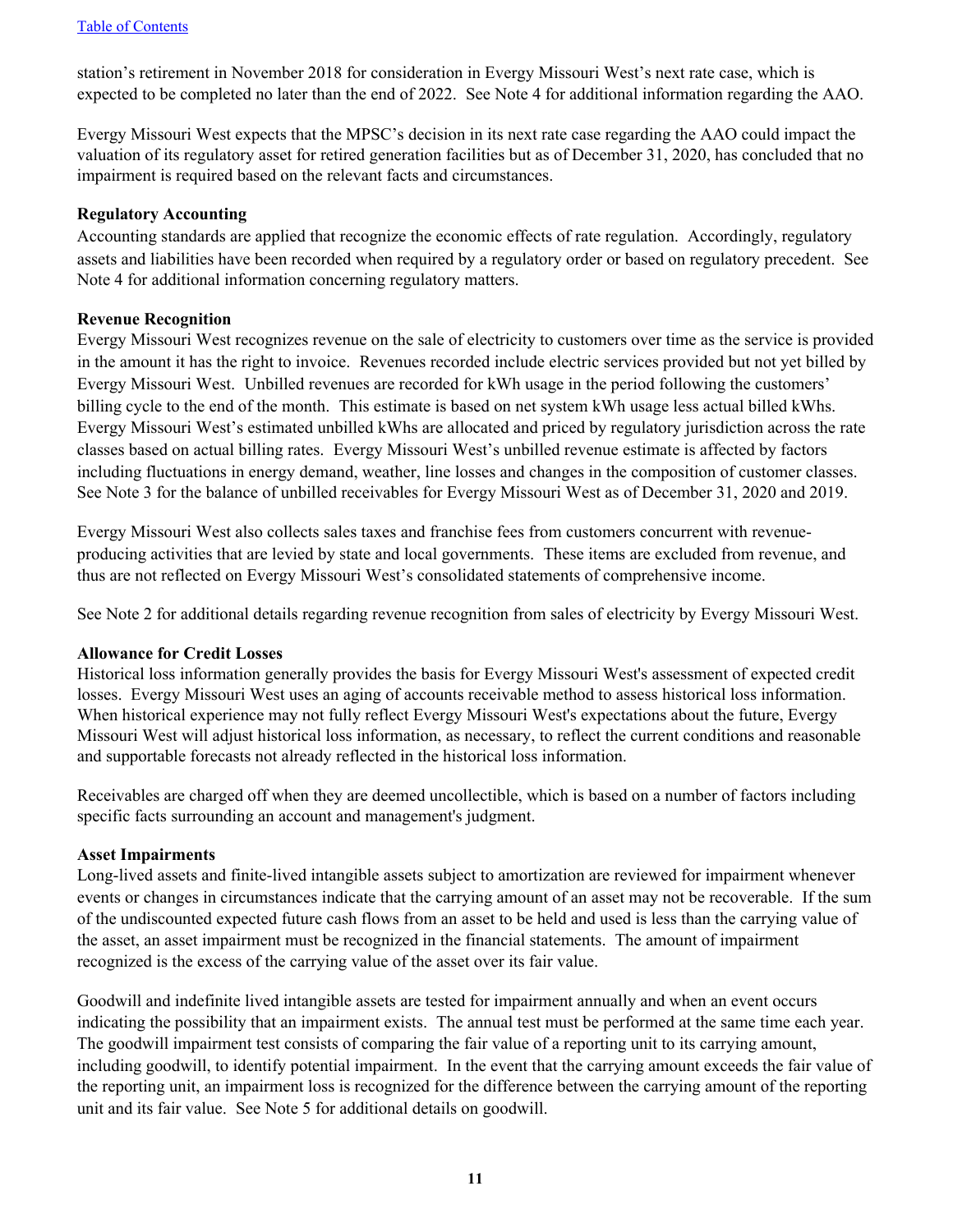station's retirement in November 2018 for consideration in Evergy Missouri West's next rate case, which is expected to be completed no later than the end of 2022. See Note 4 for additional information regarding the AAO.

Evergy Missouri West expects that the MPSC's decision in its next rate case regarding the AAO could impact the valuation of its regulatory asset for retired generation facilities but as of December 31, 2020, has concluded that no impairment is required based on the relevant facts and circumstances.

**Regulatory Accounting**

Accounting standards are applied that recognize the economic effects of rate regulation. Accordingly, regulatory assets and liabilities have been recorded when required by a regulatory order or based on regulatory precedent. See Note 4 for additional information concerning regulatory matters.

**Revenue Recognition**

Evergy Missouri West recognizes revenue on the sale of electricity to customers over time as the service is provided in the amount it has the right to invoice. Revenues recorded include electric services provided but not yet billed by Evergy Missouri West. Unbilled revenues are recorded for kWh usage in the period following the customers' billing cycle to the end of the month. This estimate is based on net system kWh usage less actual billed kWhs. Evergy Missouri West's estimated unbilled kWhs are allocated and priced by regulatory jurisdiction across the rate classes based on actual billing rates. Evergy Missouri West's unbilled revenue estimate is affected by factors including fluctuations in energy demand, weather, line losses and changes in the composition of customer classes. See Note 3 for the balance of unbilled receivables for Evergy Missouri West as of December 31, 2020 and 2019.

Evergy Missouri West also collects sales taxes and franchise fees from customers concurrent with revenue-producing activities that are levied by state and local governments. These items are excluded from revenue, and thus are not reflected on Evergy Missouri West's consolidated statements of comprehensive income.

See Note 2 for additional details regarding revenue recognition from sales of electricity by Evergy Missouri West.

**Allowance for Credit Losses**

Historical loss information generally provides the basis for Evergy Missouri West's assessment of expected credit losses. Evergy Missouri West uses an aging of accounts receivable method to assess historical loss information. When historical experience may not fully reflect Evergy Missouri West's expectations about the future, Evergy Missouri West will adjust historical loss information, as necessary, to reflect the current conditions and reasonable and supportable forecasts not already reflected in the historical loss information.

Receivables are charged off when they are deemed uncollectible, which is based on a number of factors including specific facts surrounding an account and management's judgment.

**Asset Impairments**

Long-lived assets and finite-lived intangible assets subject to amortization are reviewed for impairment whenever events or changes in circumstances indicate that the carrying amount of an asset may not be recoverable. If the sum of the undiscounted expected future cash flows from an asset to be held and used is less than the carrying value of the asset, an asset impairment must be recognized in the financial statements. The amount of impairment recognized is the excess of the carrying value of the asset over its fair value.

Goodwill and indefinite lived intangible assets are tested for impairment annually and when an event occurs indicating the possibility that an impairment exists. The annual test must be performed at the same time each year. The goodwill impairment test consists of comparing the fair value of a reporting unit to its carrying amount, including goodwill, to identify potential impairment. In the event that the carrying amount exceeds the fair value of the reporting unit, an impairment loss is recognized for the difference between the carrying amount of the reporting unit and its fair value. See Note 5 for additional details on goodwill.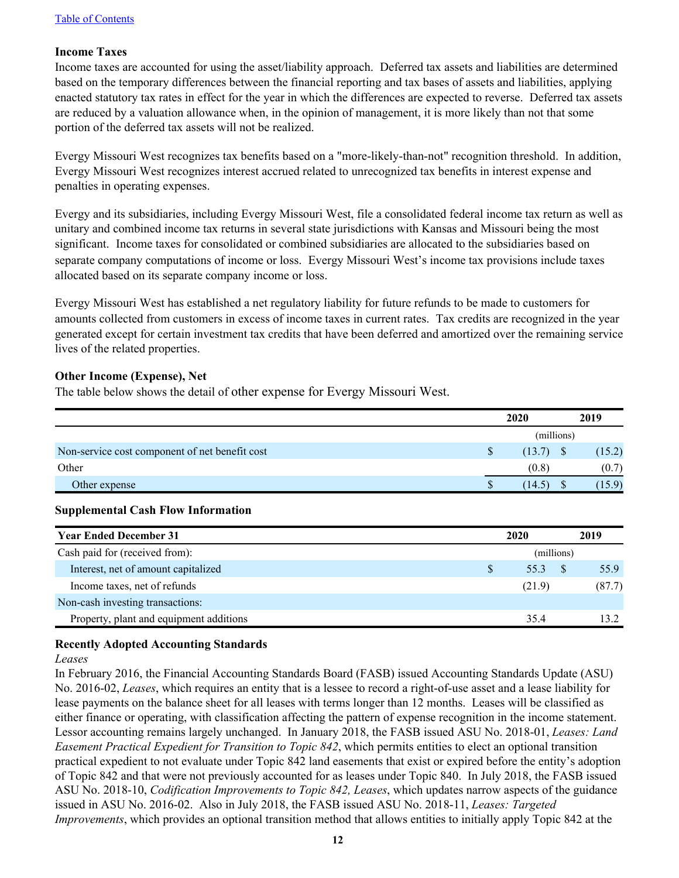### Income Taxes

Income taxes are accounted for using the asset/liability approach. Deferred tax assets and liabilities are determined based on the temporary differences between the financial reporting and tax bases of assets and liabilities, applying enacted statutory tax rates in effect for the year in which the differences are expected to reverse. Deferred tax assets are reduced by a valuation allowance when, in the opinion of management, it is more likely than not that some portion of the deferred tax assets will not be realized.

Evergy Missouri West recognizes tax benefits based on a "more-likely-than-not" recognition threshold. In addition, Evergy Missouri West recognizes interest accrued related to unrecognized tax benefits in interest expense and penalties in operating expenses.

Evergy and its subsidiaries, including Evergy Missouri West, file a consolidated federal income tax return as well as unitary and combined income tax returns in several state jurisdictions with Kansas and Missouri being the most significant. Income taxes for consolidated or combined subsidiaries are allocated to the subsidiaries based on separate company computations of income or loss. Evergy Missouri West's income tax provisions include taxes allocated based on its separate company income or loss.

Evergy Missouri West has established a net regulatory liability for future refunds to be made to customers for amounts collected from customers in excess of income taxes in current rates. Tax credits are recognized in the year generated except for certain investment tax credits that have been deferred and amortized over the remaining service lives of the related properties.

### Other Income (Expense), Net

The table below shows the detail of other expense for Evergy Missouri West.

| | 2020 | 2019 |
|---|---|---|
| | (millions) | |
| Non-service cost component of net benefit cost | $ (13.7) | $ (15.2) |
| Other | (0.8) | (0.7) |
| Other expense | $ (14.5) | $ (15.9) |

### Supplemental Cash Flow Information

| Year Ended December 31 | 2020 | 2019 |
|---|---|---|
| Cash paid for (received from): | (millions) | |
| Interest, net of amount capitalized | $ 55.3 | $ 55.9 |
| Income taxes, net of refunds | (21.9) | (87.7) |
| Non-cash investing transactions: | | |
| Property, plant and equipment additions | 35.4 | 13.2 |

### Recently Adopted Accounting Standards

*Leases*

In February 2016, the Financial Accounting Standards Board (FASB) issued Accounting Standards Update (ASU) No. 2016-02, *Leases*, which requires an entity that is a lessee to record a right-of-use asset and a lease liability for lease payments on the balance sheet for all leases with terms longer than 12 months. Leases will be classified as either finance or operating, with classification affecting the pattern of expense recognition in the income statement. Lessor accounting remains largely unchanged. In January 2018, the FASB issued ASU No. 2018-01, *Leases: Land Easement Practical Expedient for Transition to Topic 842*, which permits entities to elect an optional transition practical expedient to not evaluate under Topic 842 land easements that exist or expired before the entity's adoption of Topic 842 and that were not previously accounted for as leases under Topic 840. In July 2018, the FASB issued ASU No. 2018-10, *Codification Improvements to Topic 842, Leases*, which updates narrow aspects of the guidance issued in ASU No. 2016-02. Also in July 2018, the FASB issued ASU No. 2018-11, *Leases: Targeted Improvements*, which provides an optional transition method that allows entities to initially apply Topic 842 at the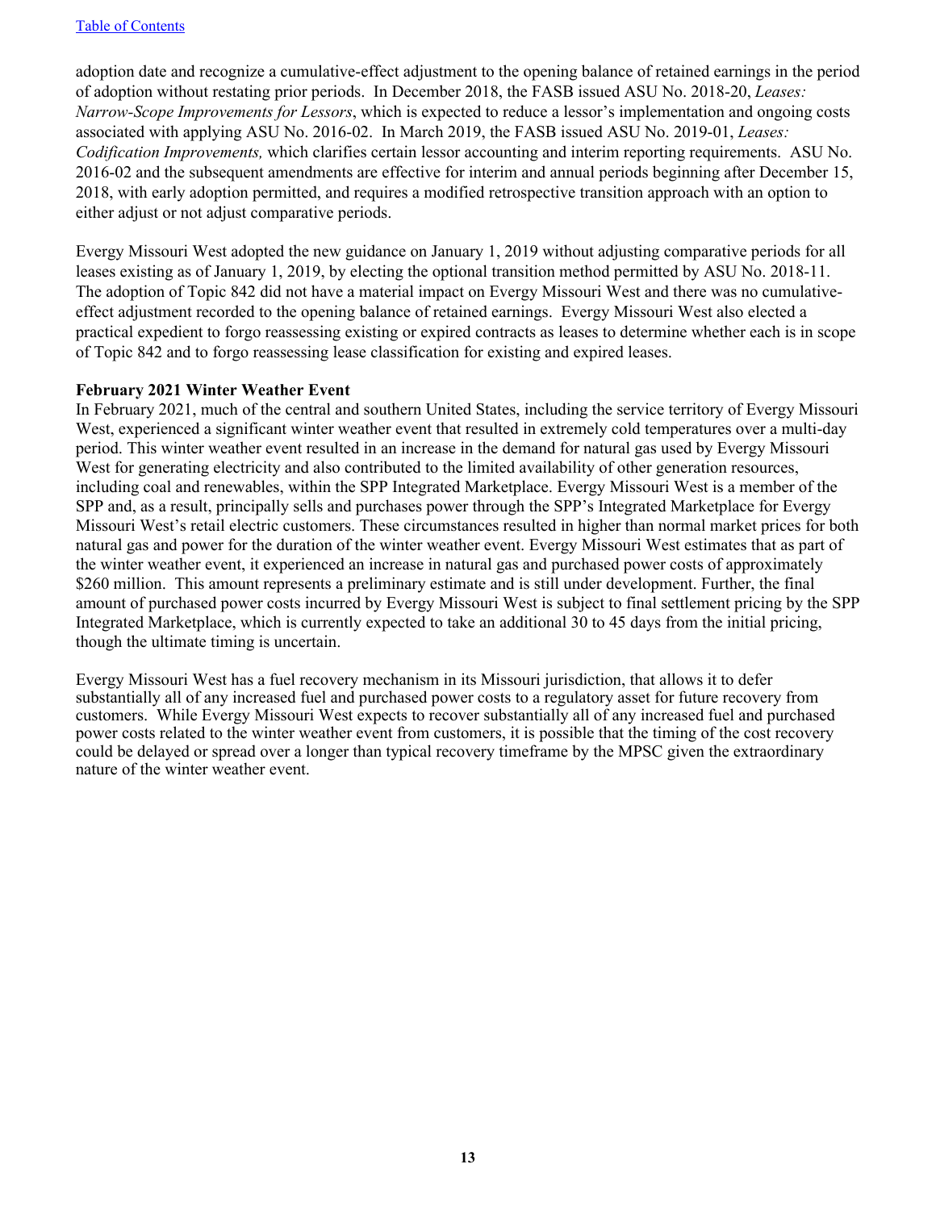adoption date and recognize a cumulative-effect adjustment to the opening balance of retained earnings in the period of adoption without restating prior periods.  In December 2018, the FASB issued ASU No. 2018-20, *Leases: Narrow-Scope Improvements for Lessors*, which is expected to reduce a lessor's implementation and ongoing costs associated with applying ASU No. 2016-02.  In March 2019, the FASB issued ASU No. 2019-01, *Leases: Codification Improvements,* which clarifies certain lessor accounting and interim reporting requirements.  ASU No. 2016-02 and the subsequent amendments are effective for interim and annual periods beginning after December 15, 2018, with early adoption permitted, and requires a modified retrospective transition approach with an option to either adjust or not adjust comparative periods.

Evergy Missouri West adopted the new guidance on January 1, 2019 without adjusting comparative periods for all leases existing as of January 1, 2019, by electing the optional transition method permitted by ASU No. 2018-11. The adoption of Topic 842 did not have a material impact on Evergy Missouri West and there was no cumulative-effect adjustment recorded to the opening balance of retained earnings.  Evergy Missouri West also elected a practical expedient to forgo reassessing existing or expired contracts as leases to determine whether each is in scope of Topic 842 and to forgo reassessing lease classification for existing and expired leases.

**February 2021 Winter Weather Event**

In February 2021, much of the central and southern United States, including the service territory of Evergy Missouri West, experienced a significant winter weather event that resulted in extremely cold temperatures over a multi-day period. This winter weather event resulted in an increase in the demand for natural gas used by Evergy Missouri West for generating electricity and also contributed to the limited availability of other generation resources, including coal and renewables, within the SPP Integrated Marketplace. Evergy Missouri West is a member of the SPP and, as a result, principally sells and purchases power through the SPP's Integrated Marketplace for Evergy Missouri West's retail electric customers. These circumstances resulted in higher than normal market prices for both natural gas and power for the duration of the winter weather event. Evergy Missouri West estimates that as part of the winter weather event, it experienced an increase in natural gas and purchased power costs of approximately $260 million.  This amount represents a preliminary estimate and is still under development. Further, the final amount of purchased power costs incurred by Evergy Missouri West is subject to final settlement pricing by the SPP Integrated Marketplace, which is currently expected to take an additional 30 to 45 days from the initial pricing, though the ultimate timing is uncertain.

Evergy Missouri West has a fuel recovery mechanism in its Missouri jurisdiction, that allows it to defer substantially all of any increased fuel and purchased power costs to a regulatory asset for future recovery from customers.  While Evergy Missouri West expects to recover substantially all of any increased fuel and purchased power costs related to the winter weather event from customers, it is possible that the timing of the cost recovery could be delayed or spread over a longer than typical recovery timeframe by the MPSC given the extraordinary nature of the winter weather event.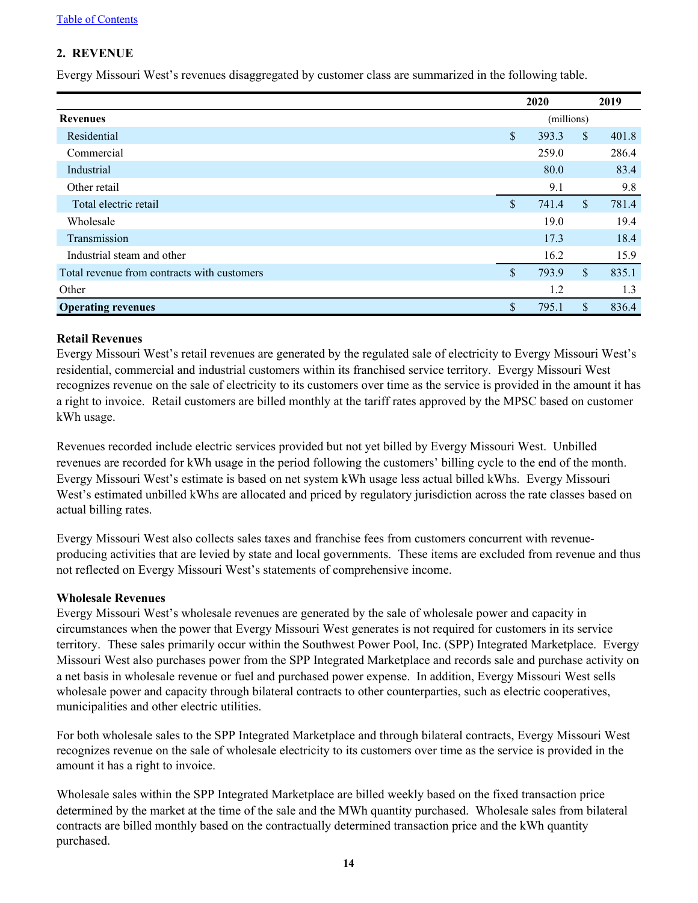[Table of Contents](#)

## 2. REVENUE

Evergy Missouri West's revenues disaggregated by customer class are summarized in the following table.

| | 2020 | 2019 |
|---|---|---|
| **Revenues** | (millions) | |
| Residential | $ 393.3 | $ 401.8 |
| Commercial | 259.0 | 286.4 |
| Industrial | 80.0 | 83.4 |
| Other retail | 9.1 | 9.8 |
| Total electric retail | $ 741.4 | $ 781.4 |
| Wholesale | 19.0 | 19.4 |
| Transmission | 17.3 | 18.4 |
| Industrial steam and other | 16.2 | 15.9 |
| Total revenue from contracts with customers | $ 793.9 | $ 835.1 |
| Other | 1.2 | 1.3 |
| **Operating revenues** | $ 795.1 | $ 836.4 |

**Retail Revenues**
Evergy Missouri West's retail revenues are generated by the regulated sale of electricity to Evergy Missouri West's residential, commercial and industrial customers within its franchised service territory. Evergy Missouri West recognizes revenue on the sale of electricity to its customers over time as the service is provided in the amount it has a right to invoice. Retail customers are billed monthly at the tariff rates approved by the MPSC based on customer kWh usage.

Revenues recorded include electric services provided but not yet billed by Evergy Missouri West. Unbilled revenues are recorded for kWh usage in the period following the customers' billing cycle to the end of the month. Evergy Missouri West's estimate is based on net system kWh usage less actual billed kWhs. Evergy Missouri West's estimated unbilled kWhs are allocated and priced by regulatory jurisdiction across the rate classes based on actual billing rates.

Evergy Missouri West also collects sales taxes and franchise fees from customers concurrent with revenue-producing activities that are levied by state and local governments. These items are excluded from revenue and thus not reflected on Evergy Missouri West's statements of comprehensive income.

**Wholesale Revenues**
Evergy Missouri West's wholesale revenues are generated by the sale of wholesale power and capacity in circumstances when the power that Evergy Missouri West generates is not required for customers in its service territory. These sales primarily occur within the Southwest Power Pool, Inc. (SPP) Integrated Marketplace. Evergy Missouri West also purchases power from the SPP Integrated Marketplace and records sale and purchase activity on a net basis in wholesale revenue or fuel and purchased power expense. In addition, Evergy Missouri West sells wholesale power and capacity through bilateral contracts to other counterparties, such as electric cooperatives, municipalities and other electric utilities.

For both wholesale sales to the SPP Integrated Marketplace and through bilateral contracts, Evergy Missouri West recognizes revenue on the sale of wholesale electricity to its customers over time as the service is provided in the amount it has a right to invoice.

Wholesale sales within the SPP Integrated Marketplace are billed weekly based on the fixed transaction price determined by the market at the time of the sale and the MWh quantity purchased. Wholesale sales from bilateral contracts are billed monthly based on the contractually determined transaction price and the kWh quantity purchased.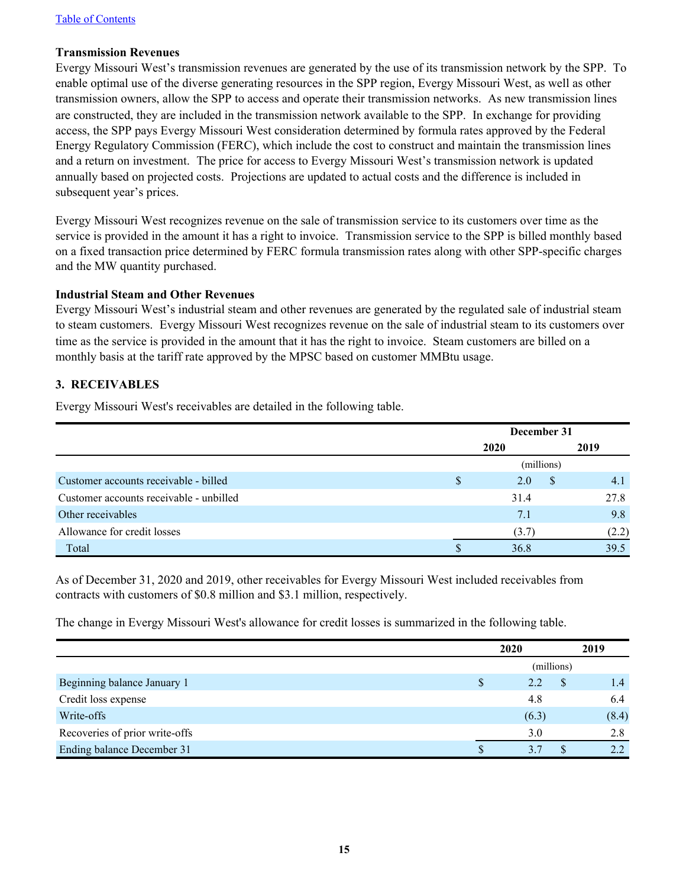[Table of Contents](#)

**Transmission Revenues**

Evergy Missouri West's transmission revenues are generated by the use of its transmission network by the SPP. To enable optimal use of the diverse generating resources in the SPP region, Evergy Missouri West, as well as other transmission owners, allow the SPP to access and operate their transmission networks. As new transmission lines are constructed, they are included in the transmission network available to the SPP. In exchange for providing access, the SPP pays Evergy Missouri West consideration determined by formula rates approved by the Federal Energy Regulatory Commission (FERC), which include the cost to construct and maintain the transmission lines and a return on investment. The price for access to Evergy Missouri West's transmission network is updated annually based on projected costs. Projections are updated to actual costs and the difference is included in subsequent year's prices.

Evergy Missouri West recognizes revenue on the sale of transmission service to its customers over time as the service is provided in the amount it has a right to invoice. Transmission service to the SPP is billed monthly based on a fixed transaction price determined by FERC formula transmission rates along with other SPP-specific charges and the MW quantity purchased.

**Industrial Steam and Other Revenues**

Evergy Missouri West's industrial steam and other revenues are generated by the regulated sale of industrial steam to steam customers. Evergy Missouri West recognizes revenue on the sale of industrial steam to its customers over time as the service is provided in the amount that it has the right to invoice. Steam customers are billed on a monthly basis at the tariff rate approved by the MPSC based on customer MMBtu usage.

**3. RECEIVABLES**

Evergy Missouri West's receivables are detailed in the following table.

| | December 31 | |
|---|---|---|
| | 2020 | 2019 |
| | (millions) | |
| Customer accounts receivable - billed | $ 2.0 | $ 4.1 |
| Customer accounts receivable - unbilled | 31.4 | 27.8 |
| Other receivables | 7.1 | 9.8 |
| Allowance for credit losses | (3.7) | (2.2) |
| Total | $ 36.8 | 39.5 |

As of December 31, 2020 and 2019, other receivables for Evergy Missouri West included receivables from contracts with customers of $0.8 million and $3.1 million, respectively.

The change in Evergy Missouri West's allowance for credit losses is summarized in the following table.

| | 2020 | 2019 |
|---|---|---|
| | (millions) | |
| Beginning balance January 1 | $ 2.2 | $ 1.4 |
| Credit loss expense | 4.8 | 6.4 |
| Write-offs | (6.3) | (8.4) |
| Recoveries of prior write-offs | 3.0 | 2.8 |
| Ending balance December 31 | $ 3.7 | $ 2.2 |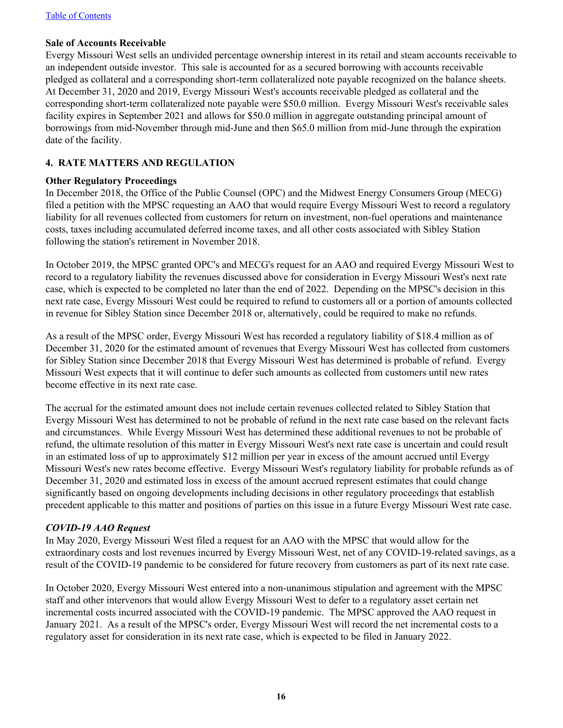**Sale of Accounts Receivable**

Evergy Missouri West sells an undivided percentage ownership interest in its retail and steam accounts receivable to an independent outside investor. This sale is accounted for as a secured borrowing with accounts receivable pledged as collateral and a corresponding short-term collateralized note payable recognized on the balance sheets. At December 31, 2020 and 2019, Evergy Missouri West's accounts receivable pledged as collateral and the corresponding short-term collateralized note payable were $50.0 million. Evergy Missouri West's receivable sales facility expires in September 2021 and allows for $50.0 million in aggregate outstanding principal amount of borrowings from mid-November through mid-June and then $65.0 million from mid-June through the expiration date of the facility.

## 4. RATE MATTERS AND REGULATION

**Other Regulatory Proceedings**

In December 2018, the Office of the Public Counsel (OPC) and the Midwest Energy Consumers Group (MECG) filed a petition with the MPSC requesting an AAO that would require Evergy Missouri West to record a regulatory liability for all revenues collected from customers for return on investment, non-fuel operations and maintenance costs, taxes including accumulated deferred income taxes, and all other costs associated with Sibley Station following the station's retirement in November 2018.

In October 2019, the MPSC granted OPC's and MECG's request for an AAO and required Evergy Missouri West to record to a regulatory liability the revenues discussed above for consideration in Evergy Missouri West's next rate case, which is expected to be completed no later than the end of 2022. Depending on the MPSC's decision in this next rate case, Evergy Missouri West could be required to refund to customers all or a portion of amounts collected in revenue for Sibley Station since December 2018 or, alternatively, could be required to make no refunds.

As a result of the MPSC order, Evergy Missouri West has recorded a regulatory liability of $18.4 million as of December 31, 2020 for the estimated amount of revenues that Evergy Missouri West has collected from customers for Sibley Station since December 2018 that Evergy Missouri West has determined is probable of refund. Evergy Missouri West expects that it will continue to defer such amounts as collected from customers until new rates become effective in its next rate case.

The accrual for the estimated amount does not include certain revenues collected related to Sibley Station that Evergy Missouri West has determined to not be probable of refund in the next rate case based on the relevant facts and circumstances. While Evergy Missouri West has determined these additional revenues to not be probable of refund, the ultimate resolution of this matter in Evergy Missouri West's next rate case is uncertain and could result in an estimated loss of up to approximately $12 million per year in excess of the amount accrued until Evergy Missouri West's new rates become effective. Evergy Missouri West's regulatory liability for probable refunds as of December 31, 2020 and estimated loss in excess of the amount accrued represent estimates that could change significantly based on ongoing developments including decisions in other regulatory proceedings that establish precedent applicable to this matter and positions of parties on this issue in a future Evergy Missouri West rate case.

***COVID-19 AAO Request***

In May 2020, Evergy Missouri West filed a request for an AAO with the MPSC that would allow for the extraordinary costs and lost revenues incurred by Evergy Missouri West, net of any COVID-19-related savings, as a result of the COVID-19 pandemic to be considered for future recovery from customers as part of its next rate case.

In October 2020, Evergy Missouri West entered into a non-unanimous stipulation and agreement with the MPSC staff and other intervenors that would allow Evergy Missouri West to defer to a regulatory asset certain net incremental costs incurred associated with the COVID-19 pandemic. The MPSC approved the AAO request in January 2021. As a result of the MPSC's order, Evergy Missouri West will record the net incremental costs to a regulatory asset for consideration in its next rate case, which is expected to be filed in January 2022.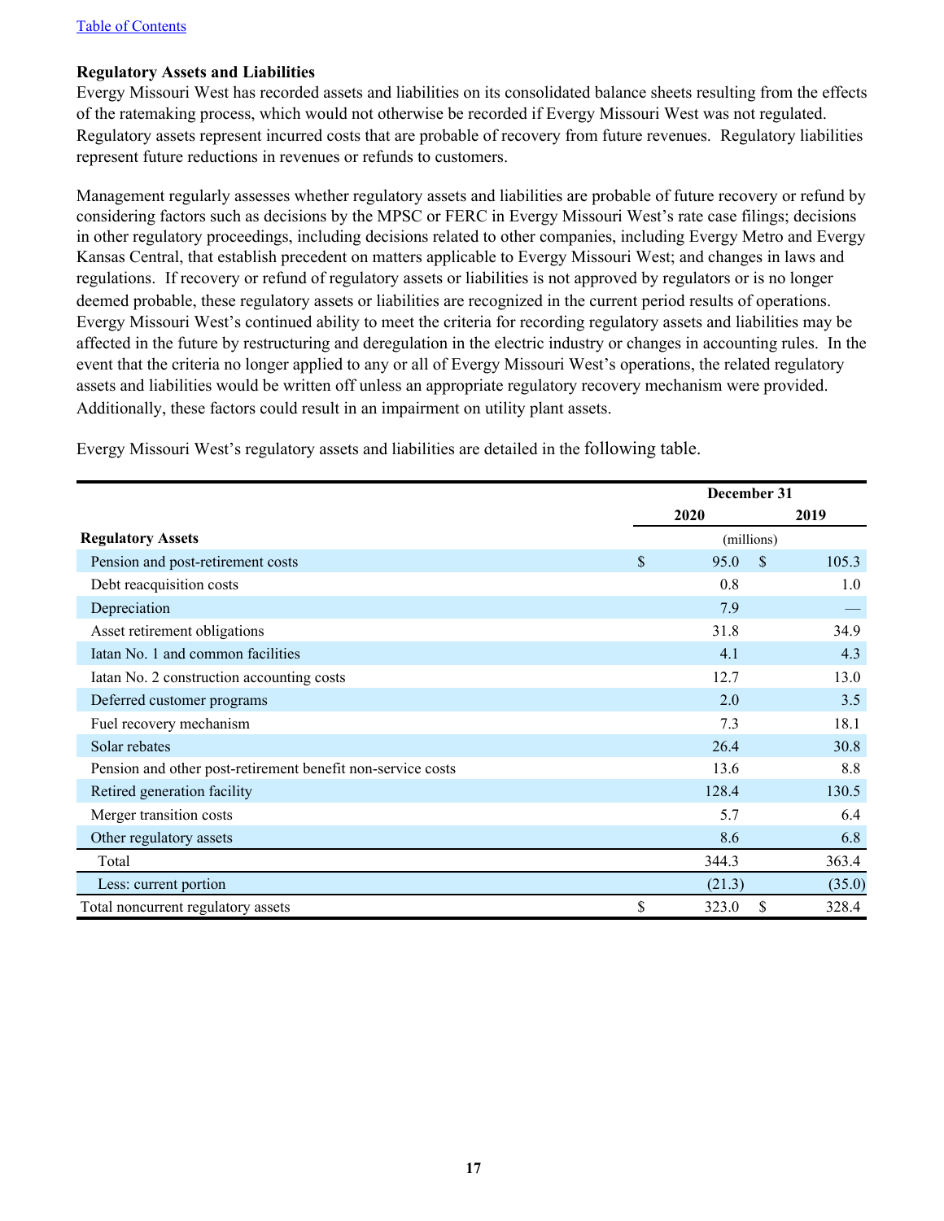Table of Contents

**Regulatory Assets and Liabilities**

Evergy Missouri West has recorded assets and liabilities on its consolidated balance sheets resulting from the effects of the ratemaking process, which would not otherwise be recorded if Evergy Missouri West was not regulated. Regulatory assets represent incurred costs that are probable of recovery from future revenues. Regulatory liabilities represent future reductions in revenues or refunds to customers.

Management regularly assesses whether regulatory assets and liabilities are probable of future recovery or refund by considering factors such as decisions by the MPSC or FERC in Evergy Missouri West's rate case filings; decisions in other regulatory proceedings, including decisions related to other companies, including Evergy Metro and Evergy Kansas Central, that establish precedent on matters applicable to Evergy Missouri West; and changes in laws and regulations. If recovery or refund of regulatory assets or liabilities is not approved by regulators or is no longer deemed probable, these regulatory assets or liabilities are recognized in the current period results of operations. Evergy Missouri West's continued ability to meet the criteria for recording regulatory assets and liabilities may be affected in the future by restructuring and deregulation in the electric industry or changes in accounting rules. In the event that the criteria no longer applied to any or all of Evergy Missouri West's operations, the related regulatory assets and liabilities would be written off unless an appropriate regulatory recovery mechanism were provided. Additionally, these factors could result in an impairment on utility plant assets.

Evergy Missouri West's regulatory assets and liabilities are detailed in the following table.

| | December 31 | |
|---|---|---|
| | 2020 | 2019 |
| **Regulatory Assets** | (millions) | |
| Pension and post-retirement costs | $ 95.0 | $ 105.3 |
| Debt reacquisition costs | 0.8 | 1.0 |
| Depreciation | 7.9 | — |
| Asset retirement obligations | 31.8 | 34.9 |
| Iatan No. 1 and common facilities | 4.1 | 4.3 |
| Iatan No. 2 construction accounting costs | 12.7 | 13.0 |
| Deferred customer programs | 2.0 | 3.5 |
| Fuel recovery mechanism | 7.3 | 18.1 |
| Solar rebates | 26.4 | 30.8 |
| Pension and other post-retirement benefit non-service costs | 13.6 | 8.8 |
| Retired generation facility | 128.4 | 130.5 |
| Merger transition costs | 5.7 | 6.4 |
| Other regulatory assets | 8.6 | 6.8 |
| Total | 344.3 | 363.4 |
| Less: current portion | (21.3) | (35.0) |
| Total noncurrent regulatory assets | $ 323.0 | $ 328.4 |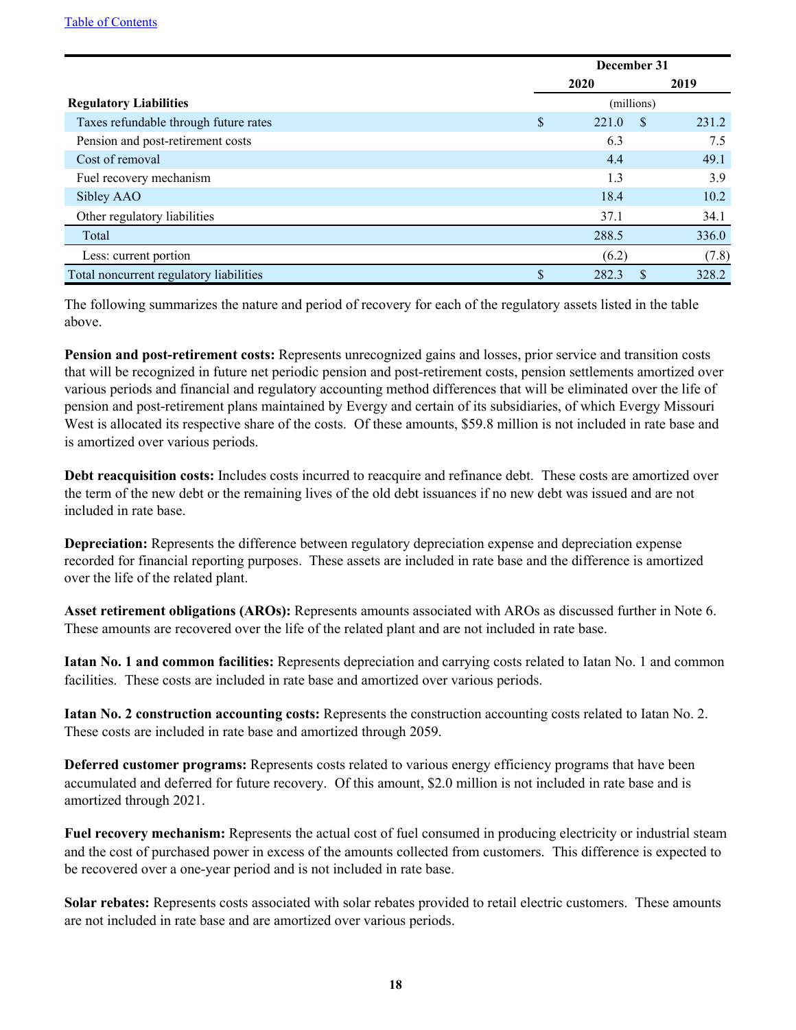| | December 31 | |
|---|---|---|
| | 2020 | 2019 |
| **Regulatory Liabilities** | (millions) | |
| Taxes refundable through future rates | $ 221.0 | $ 231.2 |
| Pension and post-retirement costs | 6.3 | 7.5 |
| Cost of removal | 4.4 | 49.1 |
| Fuel recovery mechanism | 1.3 | 3.9 |
| Sibley AAO | 18.4 | 10.2 |
| Other regulatory liabilities | 37.1 | 34.1 |
| Total | 288.5 | 336.0 |
| Less: current portion | (6.2) | (7.8) |
| Total noncurrent regulatory liabilities | $ 282.3 | $ 328.2 |

The following summarizes the nature and period of recovery for each of the regulatory assets listed in the table above.

**Pension and post-retirement costs:** Represents unrecognized gains and losses, prior service and transition costs that will be recognized in future net periodic pension and post-retirement costs, pension settlements amortized over various periods and financial and regulatory accounting method differences that will be eliminated over the life of pension and post-retirement plans maintained by Evergy and certain of its subsidiaries, of which Evergy Missouri West is allocated its respective share of the costs. Of these amounts, $59.8 million is not included in rate base and is amortized over various periods.

**Debt reacquisition costs:** Includes costs incurred to reacquire and refinance debt. These costs are amortized over the term of the new debt or the remaining lives of the old debt issuances if no new debt was issued and are not included in rate base.

**Depreciation:** Represents the difference between regulatory depreciation expense and depreciation expense recorded for financial reporting purposes. These assets are included in rate base and the difference is amortized over the life of the related plant.

**Asset retirement obligations (AROs):** Represents amounts associated with AROs as discussed further in Note 6. These amounts are recovered over the life of the related plant and are not included in rate base.

**Iatan No. 1 and common facilities:** Represents depreciation and carrying costs related to Iatan No. 1 and common facilities. These costs are included in rate base and amortized over various periods.

**Iatan No. 2 construction accounting costs:** Represents the construction accounting costs related to Iatan No. 2. These costs are included in rate base and amortized through 2059.

**Deferred customer programs:** Represents costs related to various energy efficiency programs that have been accumulated and deferred for future recovery. Of this amount, $2.0 million is not included in rate base and is amortized through 2021.

**Fuel recovery mechanism:** Represents the actual cost of fuel consumed in producing electricity or industrial steam and the cost of purchased power in excess of the amounts collected from customers. This difference is expected to be recovered over a one-year period and is not included in rate base.

**Solar rebates:** Represents costs associated with solar rebates provided to retail electric customers. These amounts are not included in rate base and are amortized over various periods.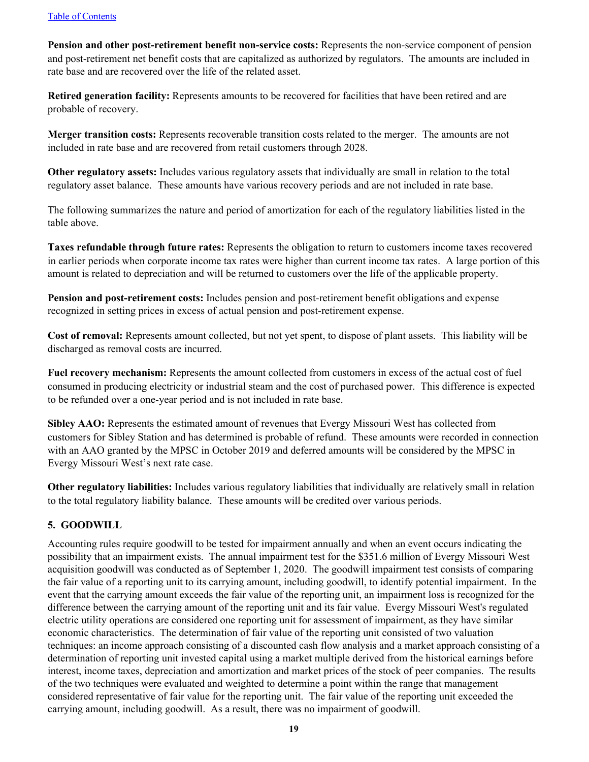**Pension and other post-retirement benefit non-service costs:** Represents the non-service component of pension and post-retirement net benefit costs that are capitalized as authorized by regulators. The amounts are included in rate base and are recovered over the life of the related asset.

**Retired generation facility:** Represents amounts to be recovered for facilities that have been retired and are probable of recovery.

**Merger transition costs:** Represents recoverable transition costs related to the merger. The amounts are not included in rate base and are recovered from retail customers through 2028.

**Other regulatory assets:** Includes various regulatory assets that individually are small in relation to the total regulatory asset balance. These amounts have various recovery periods and are not included in rate base.

The following summarizes the nature and period of amortization for each of the regulatory liabilities listed in the table above.

**Taxes refundable through future rates:** Represents the obligation to return to customers income taxes recovered in earlier periods when corporate income tax rates were higher than current income tax rates. A large portion of this amount is related to depreciation and will be returned to customers over the life of the applicable property.

**Pension and post-retirement costs:** Includes pension and post-retirement benefit obligations and expense recognized in setting prices in excess of actual pension and post-retirement expense.

**Cost of removal:** Represents amount collected, but not yet spent, to dispose of plant assets. This liability will be discharged as removal costs are incurred.

**Fuel recovery mechanism:** Represents the amount collected from customers in excess of the actual cost of fuel consumed in producing electricity or industrial steam and the cost of purchased power. This difference is expected to be refunded over a one-year period and is not included in rate base.

**Sibley AAO:** Represents the estimated amount of revenues that Evergy Missouri West has collected from customers for Sibley Station and has determined is probable of refund. These amounts were recorded in connection with an AAO granted by the MPSC in October 2019 and deferred amounts will be considered by the MPSC in Evergy Missouri West's next rate case.

**Other regulatory liabilities:** Includes various regulatory liabilities that individually are relatively small in relation to the total regulatory liability balance. These amounts will be credited over various periods.

## 5. GOODWILL

Accounting rules require goodwill to be tested for impairment annually and when an event occurs indicating the possibility that an impairment exists. The annual impairment test for the $351.6 million of Evergy Missouri West acquisition goodwill was conducted as of September 1, 2020. The goodwill impairment test consists of comparing the fair value of a reporting unit to its carrying amount, including goodwill, to identify potential impairment. In the event that the carrying amount exceeds the fair value of the reporting unit, an impairment loss is recognized for the difference between the carrying amount of the reporting unit and its fair value. Evergy Missouri West's regulated electric utility operations are considered one reporting unit for assessment of impairment, as they have similar economic characteristics. The determination of fair value of the reporting unit consisted of two valuation techniques: an income approach consisting of a discounted cash flow analysis and a market approach consisting of a determination of reporting unit invested capital using a market multiple derived from the historical earnings before interest, income taxes, depreciation and amortization and market prices of the stock of peer companies. The results of the two techniques were evaluated and weighted to determine a point within the range that management considered representative of fair value for the reporting unit. The fair value of the reporting unit exceeded the carrying amount, including goodwill. As a result, there was no impairment of goodwill.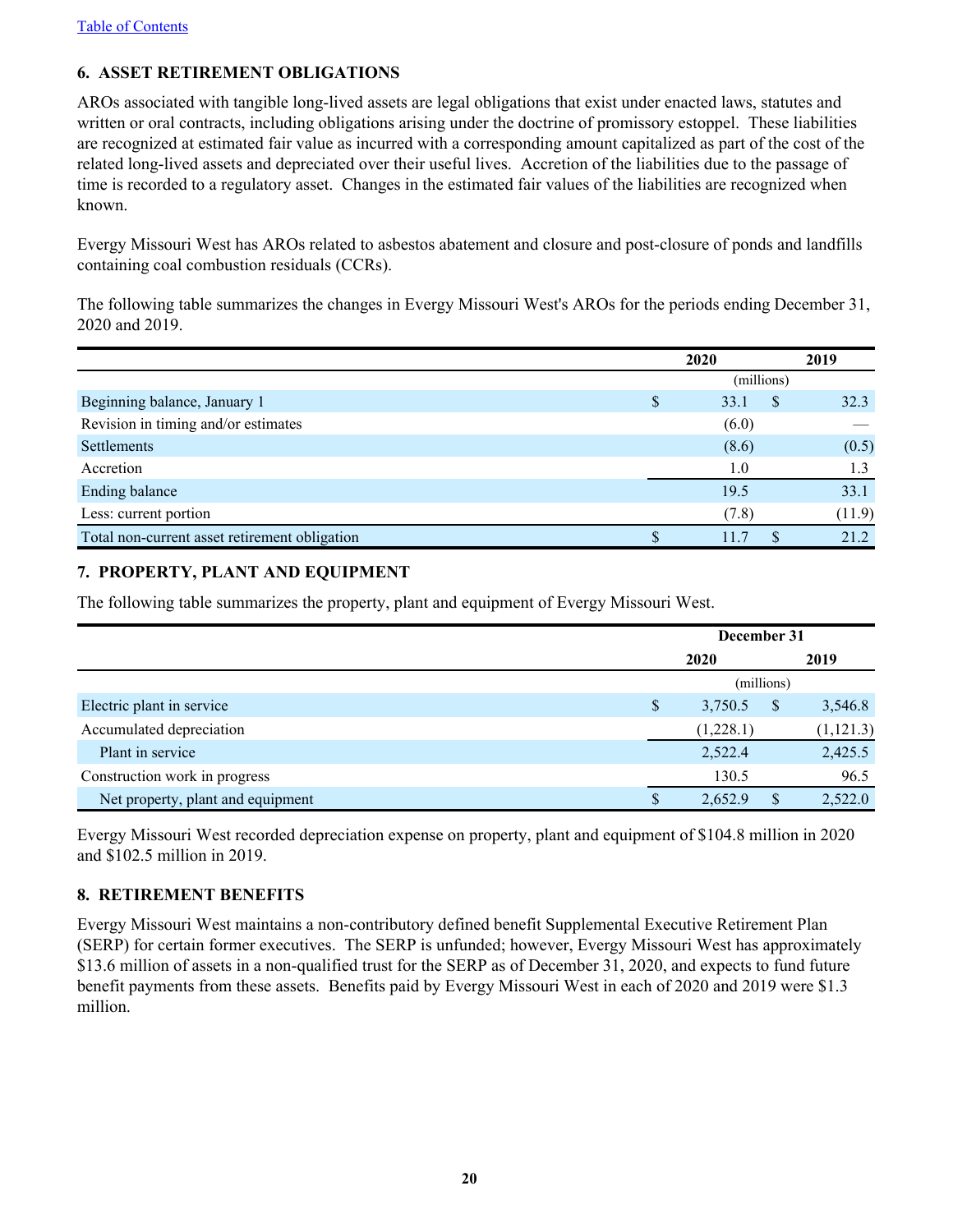[Table of Contents](#)

## 6. ASSET RETIREMENT OBLIGATIONS

AROs associated with tangible long-lived assets are legal obligations that exist under enacted laws, statutes and written or oral contracts, including obligations arising under the doctrine of promissory estoppel. These liabilities are recognized at estimated fair value as incurred with a corresponding amount capitalized as part of the cost of the related long-lived assets and depreciated over their useful lives. Accretion of the liabilities due to the passage of time is recorded to a regulatory asset. Changes in the estimated fair values of the liabilities are recognized when known.

Evergy Missouri West has AROs related to asbestos abatement and closure and post-closure of ponds and landfills containing coal combustion residuals (CCRs).

The following table summarizes the changes in Evergy Missouri West's AROs for the periods ending December 31, 2020 and 2019.

| | 2020 | 2019 |
|---|---|---|
| | (millions) | |
| Beginning balance, January 1 | $ 33.1 | $ 32.3 |
| Revision in timing and/or estimates | (6.0) | — |
| Settlements | (8.6) | (0.5) |
| Accretion | 1.0 | 1.3 |
| Ending balance | 19.5 | 33.1 |
| Less: current portion | (7.8) | (11.9) |
| Total non-current asset retirement obligation | $ 11.7 | $ 21.2 |

## 7. PROPERTY, PLANT AND EQUIPMENT

The following table summarizes the property, plant and equipment of Evergy Missouri West.

| | December 31 | |
|---|---|---|
| | 2020 | 2019 |
| | (millions) | |
| Electric plant in service | $ 3,750.5 | $ 3,546.8 |
| Accumulated depreciation | (1,228.1) | (1,121.3) |
| Plant in service | 2,522.4 | 2,425.5 |
| Construction work in progress | 130.5 | 96.5 |
| Net property, plant and equipment | $ 2,652.9 | $ 2,522.0 |

Evergy Missouri West recorded depreciation expense on property, plant and equipment of $104.8 million in 2020 and $102.5 million in 2019.

## 8. RETIREMENT BENEFITS

Evergy Missouri West maintains a non-contributory defined benefit Supplemental Executive Retirement Plan (SERP) for certain former executives. The SERP is unfunded; however, Evergy Missouri West has approximately $13.6 million of assets in a non-qualified trust for the SERP as of December 31, 2020, and expects to fund future benefit payments from these assets. Benefits paid by Evergy Missouri West in each of 2020 and 2019 were $1.3 million.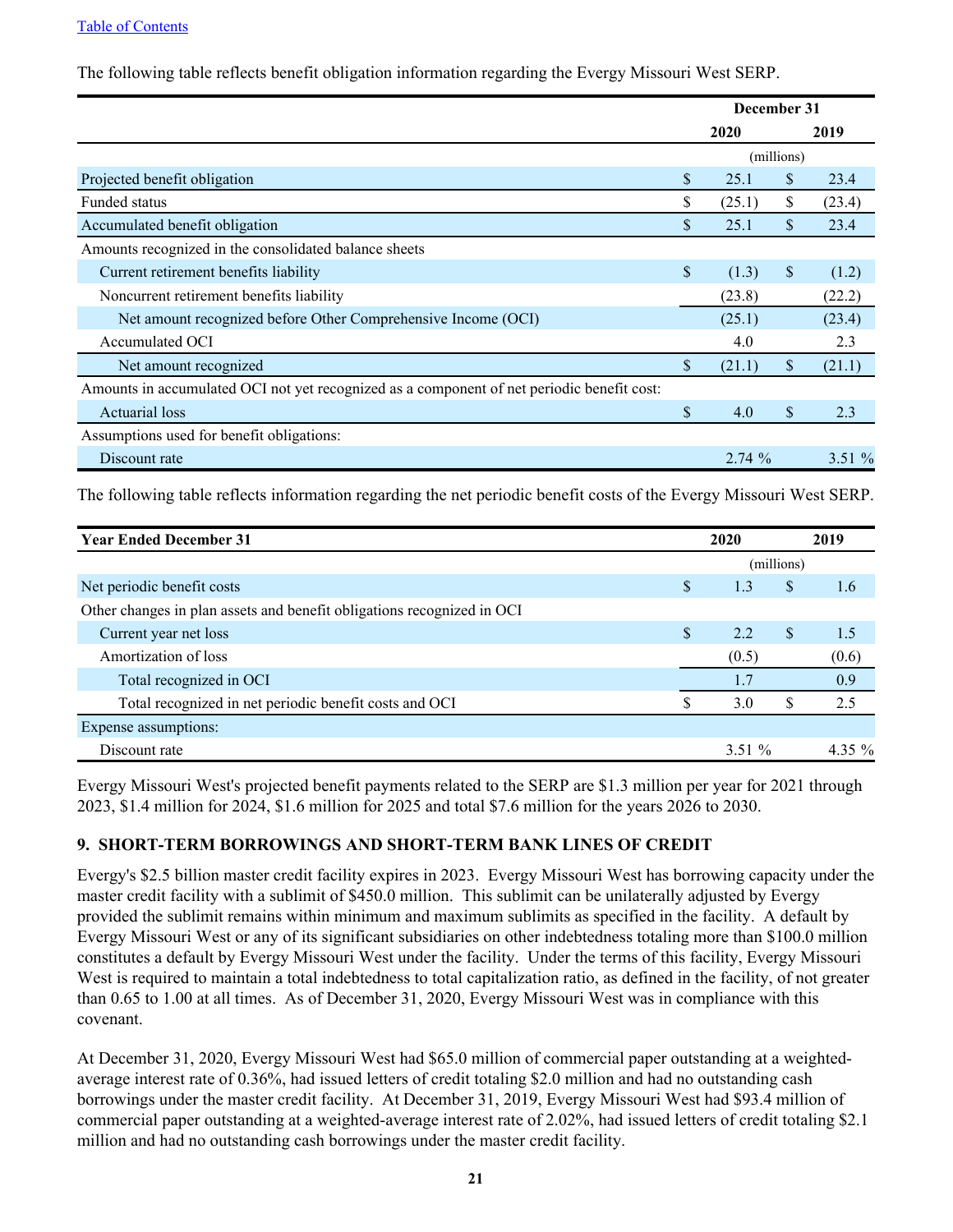[Table of Contents](#)

The following table reflects benefit obligation information regarding the Evergy Missouri West SERP.

| | December 31 | |
|---|---|---|
| | 2020 | 2019 |
| | (millions) | |
| Projected benefit obligation | $ 25.1 | $ 23.4 |
| Funded status | $ (25.1) | $ (23.4) |
| Accumulated benefit obligation | $ 25.1 | $ 23.4 |
| Amounts recognized in the consolidated balance sheets | | |
| Current retirement benefits liability | $ (1.3) | $ (1.2) |
| Noncurrent retirement benefits liability | (23.8) | (22.2) |
| Net amount recognized before Other Comprehensive Income (OCI) | (25.1) | (23.4) |
| Accumulated OCI | 4.0 | 2.3 |
| Net amount recognized | $ (21.1) | $ (21.1) |
| Amounts in accumulated OCI not yet recognized as a component of net periodic benefit cost: | | |
| Actuarial loss | $ 4.0 | $ 2.3 |
| Assumptions used for benefit obligations: | | |
| Discount rate | 2.74 % | 3.51 % |

The following table reflects information regarding the net periodic benefit costs of the Evergy Missouri West SERP.

| Year Ended December 31 | 2020 | 2019 |
|---|---|---|
| | (millions) | |
| Net periodic benefit costs | $ 1.3 | $ 1.6 |
| Other changes in plan assets and benefit obligations recognized in OCI | | |
| Current year net loss | $ 2.2 | $ 1.5 |
| Amortization of loss | (0.5) | (0.6) |
| Total recognized in OCI | 1.7 | 0.9 |
| Total recognized in net periodic benefit costs and OCI | $ 3.0 | $ 2.5 |
| Expense assumptions: | | |
| Discount rate | 3.51 % | 4.35 % |

Evergy Missouri West's projected benefit payments related to the SERP are $1.3 million per year for 2021 through 2023, $1.4 million for 2024, $1.6 million for 2025 and total $7.6 million for the years 2026 to 2030.

## 9. SHORT-TERM BORROWINGS AND SHORT-TERM BANK LINES OF CREDIT

Evergy's $2.5 billion master credit facility expires in 2023. Evergy Missouri West has borrowing capacity under the master credit facility with a sublimit of $450.0 million. This sublimit can be unilaterally adjusted by Evergy provided the sublimit remains within minimum and maximum sublimits as specified in the facility. A default by Evergy Missouri West or any of its significant subsidiaries on other indebtedness totaling more than $100.0 million constitutes a default by Evergy Missouri West under the facility. Under the terms of this facility, Evergy Missouri West is required to maintain a total indebtedness to total capitalization ratio, as defined in the facility, of not greater than 0.65 to 1.00 at all times. As of December 31, 2020, Evergy Missouri West was in compliance with this covenant.

At December 31, 2020, Evergy Missouri West had $65.0 million of commercial paper outstanding at a weighted-average interest rate of 0.36%, had issued letters of credit totaling $2.0 million and had no outstanding cash borrowings under the master credit facility. At December 31, 2019, Evergy Missouri West had $93.4 million of commercial paper outstanding at a weighted-average interest rate of 2.02%, had issued letters of credit totaling $2.1 million and had no outstanding cash borrowings under the master credit facility.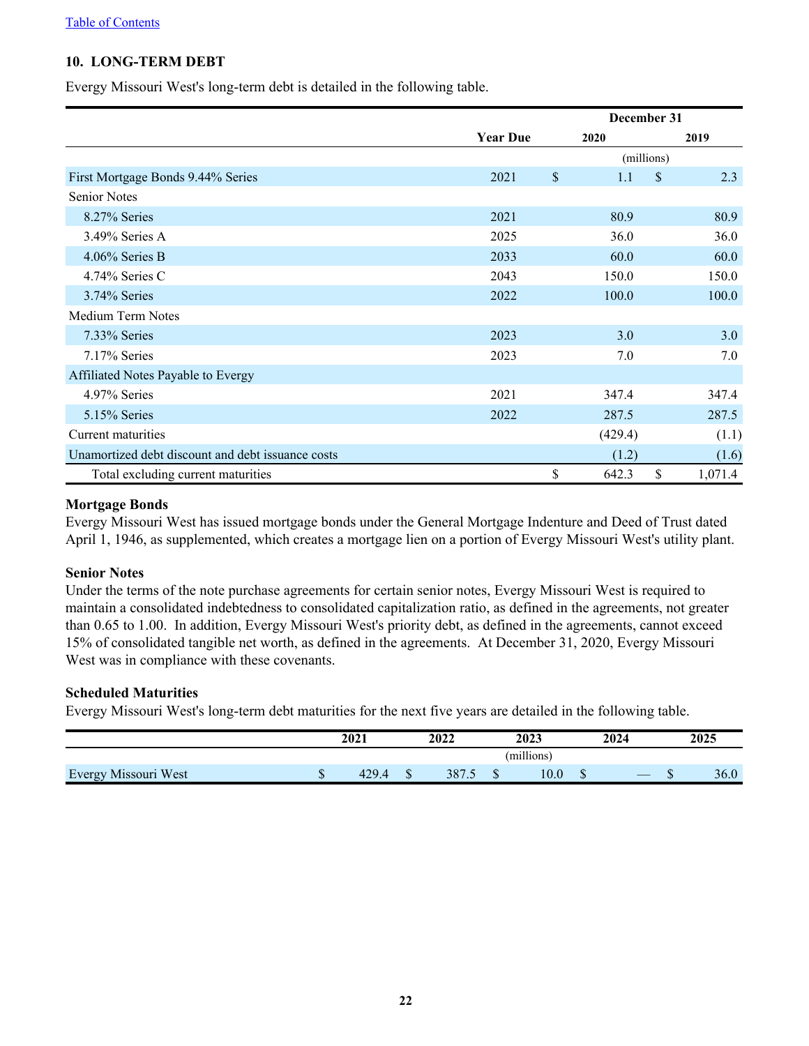[Table of Contents](#)

## 10. LONG-TERM DEBT

Evergy Missouri West's long-term debt is detailed in the following table.

| | Year Due | December 31 2020 | 2019 |
|---|---|---|---|
| | | (millions) | |
| First Mortgage Bonds 9.44% Series | 2021 | $ 1.1 | $ 2.3 |
| Senior Notes | | | |
| 8.27% Series | 2021 | 80.9 | 80.9 |
| 3.49% Series A | 2025 | 36.0 | 36.0 |
| 4.06% Series B | 2033 | 60.0 | 60.0 |
| 4.74% Series C | 2043 | 150.0 | 150.0 |
| 3.74% Series | 2022 | 100.0 | 100.0 |
| Medium Term Notes | | | |
| 7.33% Series | 2023 | 3.0 | 3.0 |
| 7.17% Series | 2023 | 7.0 | 7.0 |
| Affiliated Notes Payable to Evergy | | | |
| 4.97% Series | 2021 | 347.4 | 347.4 |
| 5.15% Series | 2022 | 287.5 | 287.5 |
| Current maturities | | (429.4) | (1.1) |
| Unamortized debt discount and debt issuance costs | | (1.2) | (1.6) |
| Total excluding current maturities | | $ 642.3 | $ 1,071.4 |

### Mortgage Bonds

Evergy Missouri West has issued mortgage bonds under the General Mortgage Indenture and Deed of Trust dated April 1, 1946, as supplemented, which creates a mortgage lien on a portion of Evergy Missouri West's utility plant.

### Senior Notes

Under the terms of the note purchase agreements for certain senior notes, Evergy Missouri West is required to maintain a consolidated indebtedness to consolidated capitalization ratio, as defined in the agreements, not greater than 0.65 to 1.00. In addition, Evergy Missouri West's priority debt, as defined in the agreements, cannot exceed 15% of consolidated tangible net worth, as defined in the agreements. At December 31, 2020, Evergy Missouri West was in compliance with these covenants.

### Scheduled Maturities

Evergy Missouri West's long-term debt maturities for the next five years are detailed in the following table.

| | 2021 | 2022 | 2023 | 2024 | 2025 |
|---|---|---|---|---|---|
| | | | (millions) | | |
| Evergy Missouri West | $ 429.4 | $ 387.5 | $ 10.0 | $ — | $ 36.0 |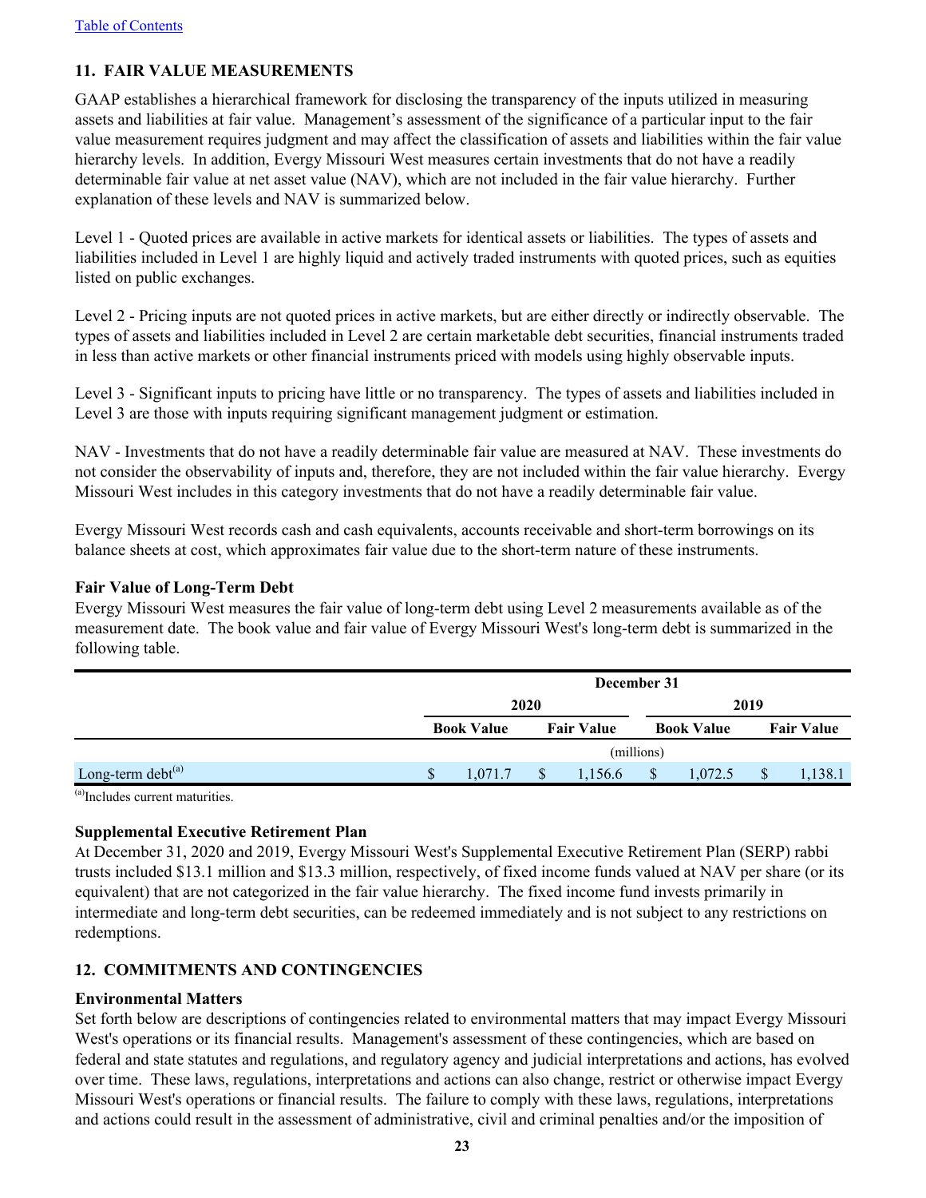## 11. FAIR VALUE MEASUREMENTS

GAAP establishes a hierarchical framework for disclosing the transparency of the inputs utilized in measuring assets and liabilities at fair value. Management's assessment of the significance of a particular input to the fair value measurement requires judgment and may affect the classification of assets and liabilities within the fair value hierarchy levels. In addition, Evergy Missouri West measures certain investments that do not have a readily determinable fair value at net asset value (NAV), which are not included in the fair value hierarchy. Further explanation of these levels and NAV is summarized below.

Level 1 - Quoted prices are available in active markets for identical assets or liabilities. The types of assets and liabilities included in Level 1 are highly liquid and actively traded instruments with quoted prices, such as equities listed on public exchanges.

Level 2 - Pricing inputs are not quoted prices in active markets, but are either directly or indirectly observable. The types of assets and liabilities included in Level 2 are certain marketable debt securities, financial instruments traded in less than active markets or other financial instruments priced with models using highly observable inputs.

Level 3 - Significant inputs to pricing have little or no transparency. The types of assets and liabilities included in Level 3 are those with inputs requiring significant management judgment or estimation.

NAV - Investments that do not have a readily determinable fair value are measured at NAV. These investments do not consider the observability of inputs and, therefore, they are not included within the fair value hierarchy. Evergy Missouri West includes in this category investments that do not have a readily determinable fair value.

Evergy Missouri West records cash and cash equivalents, accounts receivable and short-term borrowings on its balance sheets at cost, which approximates fair value due to the short-term nature of these instruments.

### Fair Value of Long-Term Debt

Evergy Missouri West measures the fair value of long-term debt using Level 2 measurements available as of the measurement date. The book value and fair value of Evergy Missouri West's long-term debt is summarized in the following table.

| | December 31 | | | |
|---|---|---|---|---|
| | 2020 | | 2019 | |
| | Book Value | Fair Value | Book Value | Fair Value |
| | (millions) | | | |
| Long-term debt[(a)] | $ 1,071.7 | $ 1,156.6 | $ 1,072.5 | $ 1,138.1 |

[(a)]Includes current maturities.

### Supplemental Executive Retirement Plan

At December 31, 2020 and 2019, Evergy Missouri West's Supplemental Executive Retirement Plan (SERP) rabbi trusts included $13.1 million and $13.3 million, respectively, of fixed income funds valued at NAV per share (or its equivalent) that are not categorized in the fair value hierarchy. The fixed income fund invests primarily in intermediate and long-term debt securities, can be redeemed immediately and is not subject to any restrictions on redemptions.

## 12. COMMITMENTS AND CONTINGENCIES

### Environmental Matters

Set forth below are descriptions of contingencies related to environmental matters that may impact Evergy Missouri West's operations or its financial results. Management's assessment of these contingencies, which are based on federal and state statutes and regulations, and regulatory agency and judicial interpretations and actions, has evolved over time. These laws, regulations, interpretations and actions can also change, restrict or otherwise impact Evergy Missouri West's operations or financial results. The failure to comply with these laws, regulations, interpretations and actions could result in the assessment of administrative, civil and criminal penalties and/or the imposition of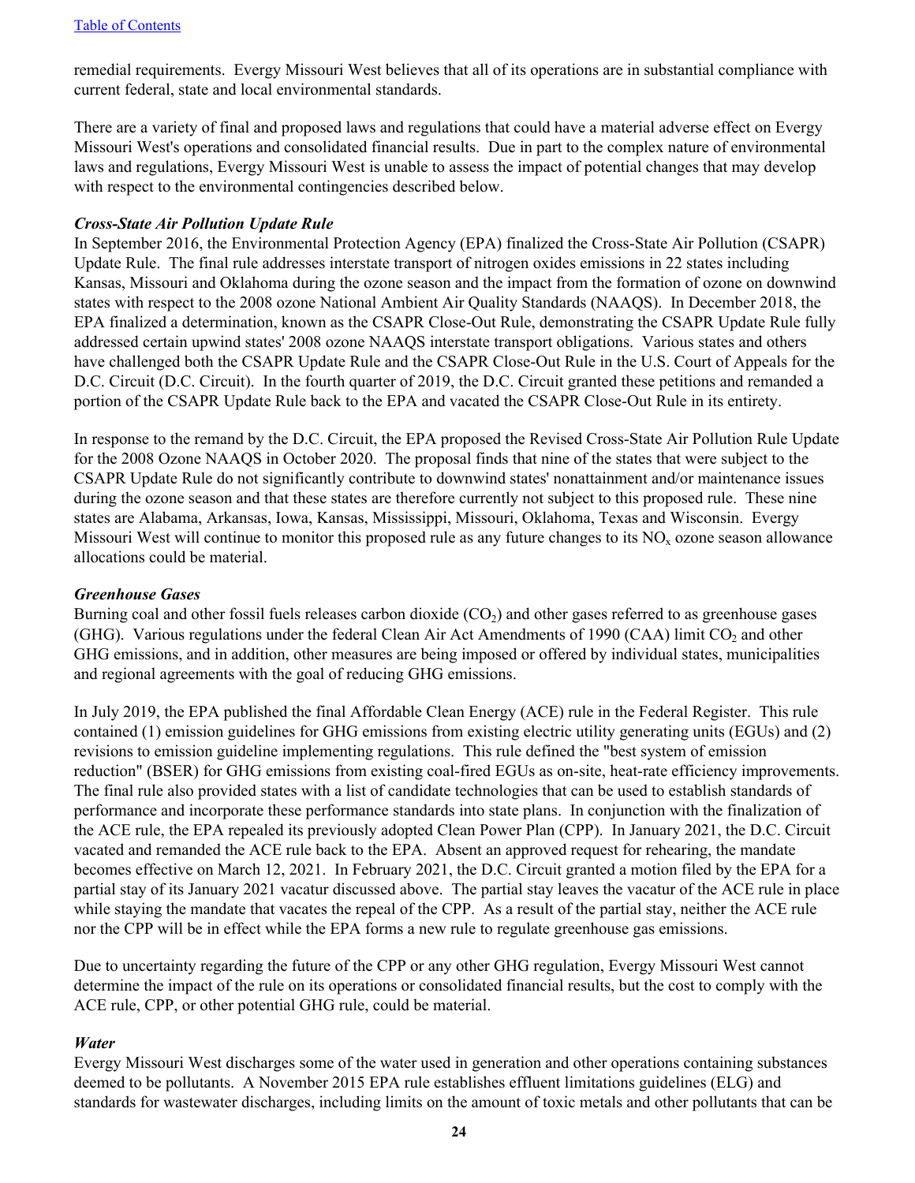remedial requirements. Evergy Missouri West believes that all of its operations are in substantial compliance with current federal, state and local environmental standards.

There are a variety of final and proposed laws and regulations that could have a material adverse effect on Evergy Missouri West's operations and consolidated financial results. Due in part to the complex nature of environmental laws and regulations, Evergy Missouri West is unable to assess the impact of potential changes that may develop with respect to the environmental contingencies described below.

***Cross-State Air Pollution Update Rule***

In September 2016, the Environmental Protection Agency (EPA) finalized the Cross-State Air Pollution (CSAPR) Update Rule. The final rule addresses interstate transport of nitrogen oxides emissions in 22 states including Kansas, Missouri and Oklahoma during the ozone season and the impact from the formation of ozone on downwind states with respect to the 2008 ozone National Ambient Air Quality Standards (NAAQS). In December 2018, the EPA finalized a determination, known as the CSAPR Close-Out Rule, demonstrating the CSAPR Update Rule fully addressed certain upwind states' 2008 ozone NAAQS interstate transport obligations. Various states and others have challenged both the CSAPR Update Rule and the CSAPR Close-Out Rule in the U.S. Court of Appeals for the D.C. Circuit (D.C. Circuit). In the fourth quarter of 2019, the D.C. Circuit granted these petitions and remanded a portion of the CSAPR Update Rule back to the EPA and vacated the CSAPR Close-Out Rule in its entirety.

In response to the remand by the D.C. Circuit, the EPA proposed the Revised Cross-State Air Pollution Rule Update for the 2008 Ozone NAAQS in October 2020. The proposal finds that nine of the states that were subject to the CSAPR Update Rule do not significantly contribute to downwind states' nonattainment and/or maintenance issues during the ozone season and that these states are therefore currently not subject to this proposed rule. These nine states are Alabama, Arkansas, Iowa, Kansas, Mississippi, Missouri, Oklahoma, Texas and Wisconsin. Evergy Missouri West will continue to monitor this proposed rule as any future changes to its $NO_x$ ozone season allowance allocations could be material.

***Greenhouse Gases***

Burning coal and other fossil fuels releases carbon dioxide ($CO_2$) and other gases referred to as greenhouse gases (GHG). Various regulations under the federal Clean Air Act Amendments of 1990 (CAA) limit $CO_2$ and other GHG emissions, and in addition, other measures are being imposed or offered by individual states, municipalities and regional agreements with the goal of reducing GHG emissions.

In July 2019, the EPA published the final Affordable Clean Energy (ACE) rule in the Federal Register. This rule contained (1) emission guidelines for GHG emissions from existing electric utility generating units (EGUs) and (2) revisions to emission guideline implementing regulations. This rule defined the "best system of emission reduction" (BSER) for GHG emissions from existing coal-fired EGUs as on-site, heat-rate efficiency improvements. The final rule also provided states with a list of candidate technologies that can be used to establish standards of performance and incorporate these performance standards into state plans. In conjunction with the finalization of the ACE rule, the EPA repealed its previously adopted Clean Power Plan (CPP). In January 2021, the D.C. Circuit vacated and remanded the ACE rule back to the EPA. Absent an approved request for rehearing, the mandate becomes effective on March 12, 2021. In February 2021, the D.C. Circuit granted a motion filed by the EPA for a partial stay of its January 2021 vacatur discussed above. The partial stay leaves the vacatur of the ACE rule in place while staying the mandate that vacates the repeal of the CPP. As a result of the partial stay, neither the ACE rule nor the CPP will be in effect while the EPA forms a new rule to regulate greenhouse gas emissions.

Due to uncertainty regarding the future of the CPP or any other GHG regulation, Evergy Missouri West cannot determine the impact of the rule on its operations or consolidated financial results, but the cost to comply with the ACE rule, CPP, or other potential GHG rule, could be material.

***Water***

Evergy Missouri West discharges some of the water used in generation and other operations containing substances deemed to be pollutants. A November 2015 EPA rule establishes effluent limitations guidelines (ELG) and standards for wastewater discharges, including limits on the amount of toxic metals and other pollutants that can be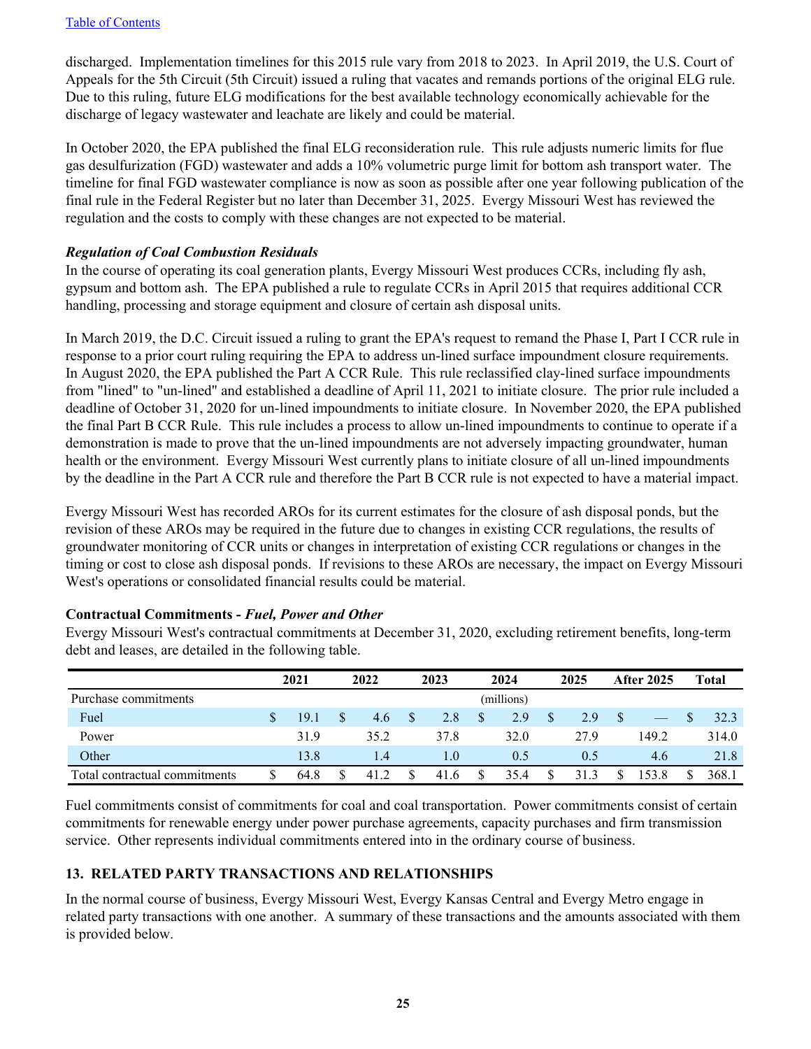discharged.  Implementation timelines for this 2015 rule vary from 2018 to 2023.  In April 2019, the U.S. Court of Appeals for the 5th Circuit (5th Circuit) issued a ruling that vacates and remands portions of the original ELG rule.  Due to this ruling, future ELG modifications for the best available technology economically achievable for the discharge of legacy wastewater and leachate are likely and could be material.

In October 2020, the EPA published the final ELG reconsideration rule.  This rule adjusts numeric limits for flue gas desulfurization (FGD) wastewater and adds a 10% volumetric purge limit for bottom ash transport water.  The timeline for final FGD wastewater compliance is now as soon as possible after one year following publication of the final rule in the Federal Register but no later than December 31, 2025.  Evergy Missouri West has reviewed the regulation and the costs to comply with these changes are not expected to be material.

***Regulation of Coal Combustion Residuals***

In the course of operating its coal generation plants, Evergy Missouri West produces CCRs, including fly ash, gypsum and bottom ash.  The EPA published a rule to regulate CCRs in April 2015 that requires additional CCR handling, processing and storage equipment and closure of certain ash disposal units.

In March 2019, the D.C. Circuit issued a ruling to grant the EPA's request to remand the Phase I, Part I CCR rule in response to a prior court ruling requiring the EPA to address un-lined surface impoundment closure requirements.  In August 2020, the EPA published the Part A CCR Rule.  This rule reclassified clay-lined surface impoundments from "lined" to "un-lined" and established a deadline of April 11, 2021 to initiate closure.  The prior rule included a deadline of October 31, 2020 for un-lined impoundments to initiate closure.  In November 2020, the EPA published the final Part B CCR Rule.  This rule includes a process to allow un-lined impoundments to continue to operate if a demonstration is made to prove that the un-lined impoundments are not adversely impacting groundwater, human health or the environment.  Evergy Missouri West currently plans to initiate closure of all un-lined impoundments by the deadline in the Part A CCR rule and therefore the Part B CCR rule is not expected to have a material impact.

Evergy Missouri West has recorded AROs for its current estimates for the closure of ash disposal ponds, but the revision of these AROs may be required in the future due to changes in existing CCR regulations, the results of groundwater monitoring of CCR units or changes in interpretation of existing CCR regulations or changes in the timing or cost to close ash disposal ponds.  If revisions to these AROs are necessary, the impact on Evergy Missouri West's operations or consolidated financial results could be material.

**Contractual Commitments -** ***Fuel, Power and Other***

Evergy Missouri West's contractual commitments at December 31, 2020, excluding retirement benefits, long-term debt and leases, are detailed in the following table.

| | 2021 | 2022 | 2023 | 2024 | 2025 | After 2025 | Total |
|---|---|---|---|---|---|---|---|
| Purchase commitments | | | | (millions) | | | |
| Fuel | $ 19.1 | $ 4.6 | $ 2.8 | $ 2.9 | $ 2.9 | $ — | $ 32.3 |
| Power | 31.9 | 35.2 | 37.8 | 32.0 | 27.9 | 149.2 | 314.0 |
| Other | 13.8 | 1.4 | 1.0 | 0.5 | 0.5 | 4.6 | 21.8 |
| Total contractual commitments | $ 64.8 | $ 41.2 | $ 41.6 | $ 35.4 | $ 31.3 | $ 153.8 | $ 368.1 |

Fuel commitments consist of commitments for coal and coal transportation.  Power commitments consist of certain commitments for renewable energy under power purchase agreements, capacity purchases and firm transmission service.  Other represents individual commitments entered into in the ordinary course of business.

## 13. RELATED PARTY TRANSACTIONS AND RELATIONSHIPS

In the normal course of business, Evergy Missouri West, Evergy Kansas Central and Evergy Metro engage in related party transactions with one another.  A summary of these transactions and the amounts associated with them is provided below.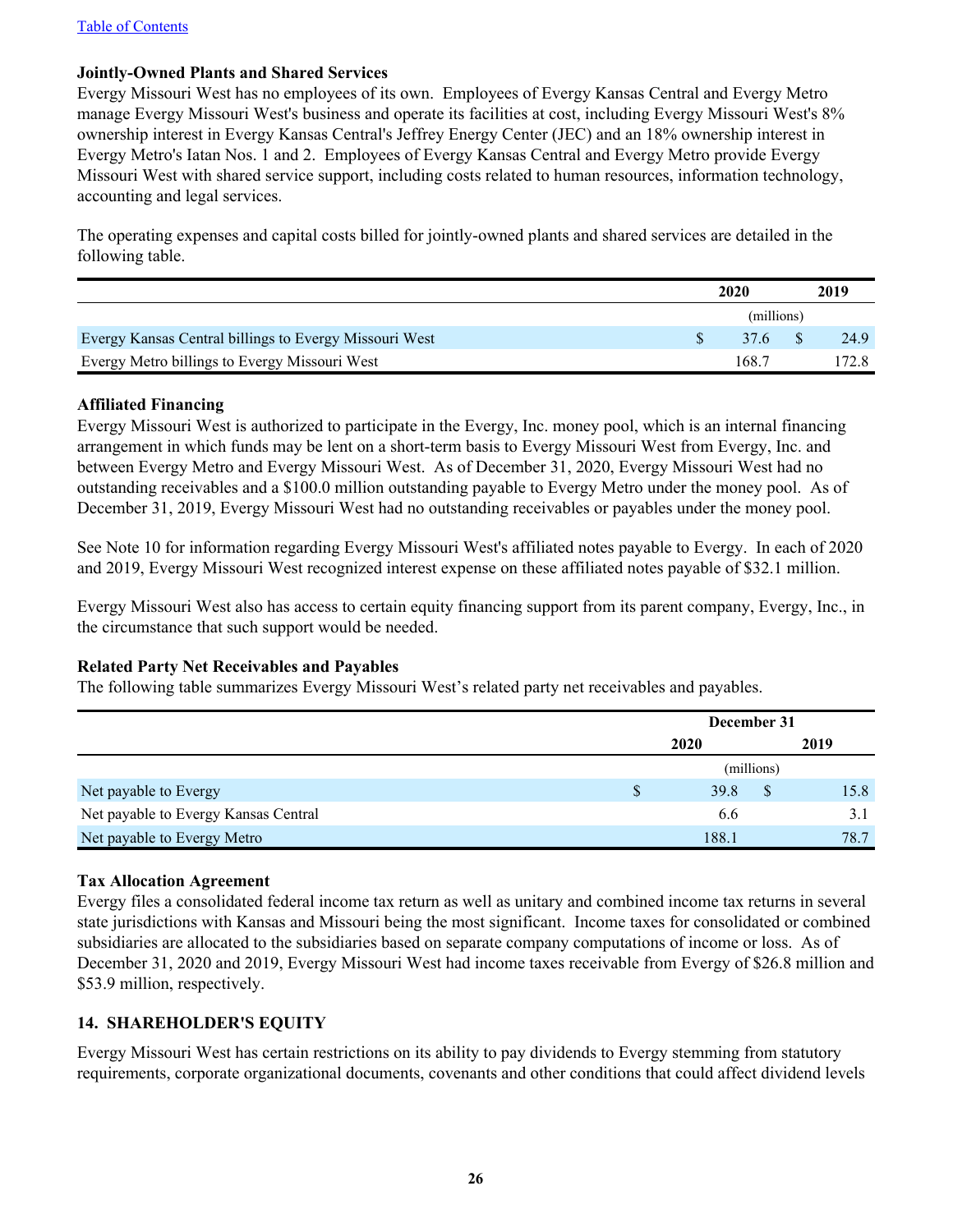Table of Contents

**Jointly-Owned Plants and Shared Services**

Evergy Missouri West has no employees of its own. Employees of Evergy Kansas Central and Evergy Metro manage Evergy Missouri West's business and operate its facilities at cost, including Evergy Missouri West's 8% ownership interest in Evergy Kansas Central's Jeffrey Energy Center (JEC) and an 18% ownership interest in Evergy Metro's Iatan Nos. 1 and 2. Employees of Evergy Kansas Central and Evergy Metro provide Evergy Missouri West with shared service support, including costs related to human resources, information technology, accounting and legal services.

The operating expenses and capital costs billed for jointly-owned plants and shared services are detailed in the following table.

| | 2020 | 2019 |
|---|---|---|
| | (millions) | |
| Evergy Kansas Central billings to Evergy Missouri West | $ 37.6 | $ 24.9 |
| Evergy Metro billings to Evergy Missouri West | 168.7 | 172.8 |

**Affiliated Financing**

Evergy Missouri West is authorized to participate in the Evergy, Inc. money pool, which is an internal financing arrangement in which funds may be lent on a short-term basis to Evergy Missouri West from Evergy, Inc. and between Evergy Metro and Evergy Missouri West. As of December 31, 2020, Evergy Missouri West had no outstanding receivables and a $100.0 million outstanding payable to Evergy Metro under the money pool. As of December 31, 2019, Evergy Missouri West had no outstanding receivables or payables under the money pool.

See Note 10 for information regarding Evergy Missouri West's affiliated notes payable to Evergy. In each of 2020 and 2019, Evergy Missouri West recognized interest expense on these affiliated notes payable of $32.1 million.

Evergy Missouri West also has access to certain equity financing support from its parent company, Evergy, Inc., in the circumstance that such support would be needed.

**Related Party Net Receivables and Payables**

The following table summarizes Evergy Missouri West's related party net receivables and payables.

| | December 31 | |
|---|---|---|
| | 2020 | 2019 |
| | (millions) | |
| Net payable to Evergy | $ 39.8 | $ 15.8 |
| Net payable to Evergy Kansas Central | 6.6 | 3.1 |
| Net payable to Evergy Metro | 188.1 | 78.7 |

**Tax Allocation Agreement**

Evergy files a consolidated federal income tax return as well as unitary and combined income tax returns in several state jurisdictions with Kansas and Missouri being the most significant. Income taxes for consolidated or combined subsidiaries are allocated to the subsidiaries based on separate company computations of income or loss. As of December 31, 2020 and 2019, Evergy Missouri West had income taxes receivable from Evergy of $26.8 million and $53.9 million, respectively.

## 14. SHAREHOLDER'S EQUITY

Evergy Missouri West has certain restrictions on its ability to pay dividends to Evergy stemming from statutory requirements, corporate organizational documents, covenants and other conditions that could affect dividend levels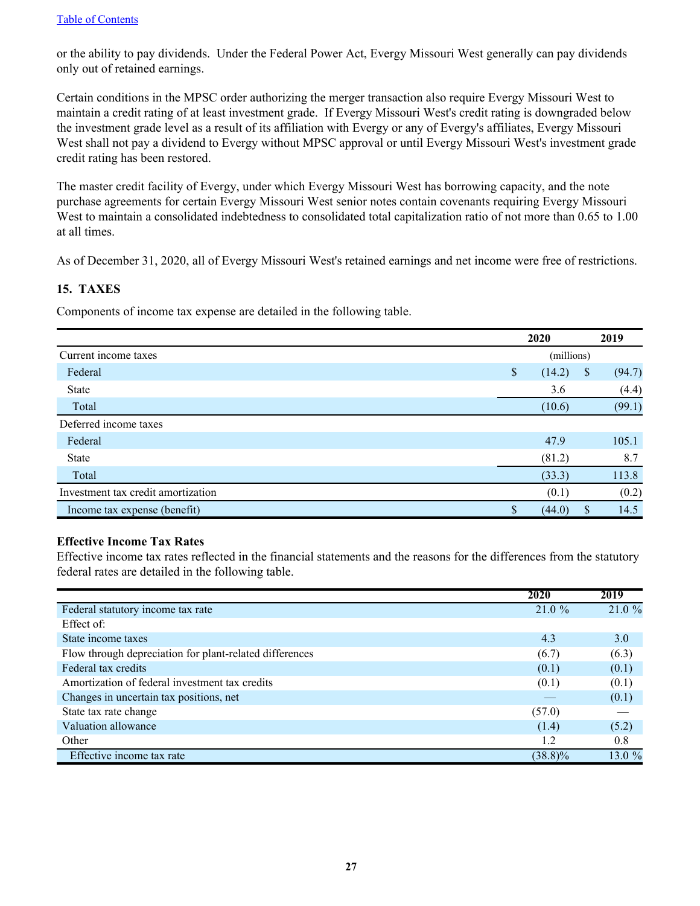or the ability to pay dividends. Under the Federal Power Act, Evergy Missouri West generally can pay dividends only out of retained earnings.

Certain conditions in the MPSC order authorizing the merger transaction also require Evergy Missouri West to maintain a credit rating of at least investment grade. If Evergy Missouri West's credit rating is downgraded below the investment grade level as a result of its affiliation with Evergy or any of Evergy's affiliates, Evergy Missouri West shall not pay a dividend to Evergy without MPSC approval or until Evergy Missouri West's investment grade credit rating has been restored.

The master credit facility of Evergy, under which Evergy Missouri West has borrowing capacity, and the note purchase agreements for certain Evergy Missouri West senior notes contain covenants requiring Evergy Missouri West to maintain a consolidated indebtedness to consolidated total capitalization ratio of not more than 0.65 to 1.00 at all times.

As of December 31, 2020, all of Evergy Missouri West's retained earnings and net income were free of restrictions.

## 15. TAXES

Components of income tax expense are detailed in the following table.

| | 2020 | 2019 |
|---|---|---|
| Current income taxes | (millions) | |
| Federal | $ (14.2) | $ (94.7) |
| State | 3.6 | (4.4) |
| Total | (10.6) | (99.1) |
| Deferred income taxes | | |
| Federal | 47.9 | 105.1 |
| State | (81.2) | 8.7 |
| Total | (33.3) | 113.8 |
| Investment tax credit amortization | (0.1) | (0.2) |
| Income tax expense (benefit) | $ (44.0) | $ 14.5 |

### Effective Income Tax Rates

Effective income tax rates reflected in the financial statements and the reasons for the differences from the statutory federal rates are detailed in the following table.

| | 2020 | 2019 |
|---|---|---|
| Federal statutory income tax rate | 21.0 % | 21.0 % |
| Effect of: | | |
| State income taxes | 4.3 | 3.0 |
| Flow through depreciation for plant-related differences | (6.7) | (6.3) |
| Federal tax credits | (0.1) | (0.1) |
| Amortization of federal investment tax credits | (0.1) | (0.1) |
| Changes in uncertain tax positions, net | — | (0.1) |
| State tax rate change | (57.0) | — |
| Valuation allowance | (1.4) | (5.2) |
| Other | 1.2 | 0.8 |
| Effective income tax rate | (38.8)% | 13.0 % |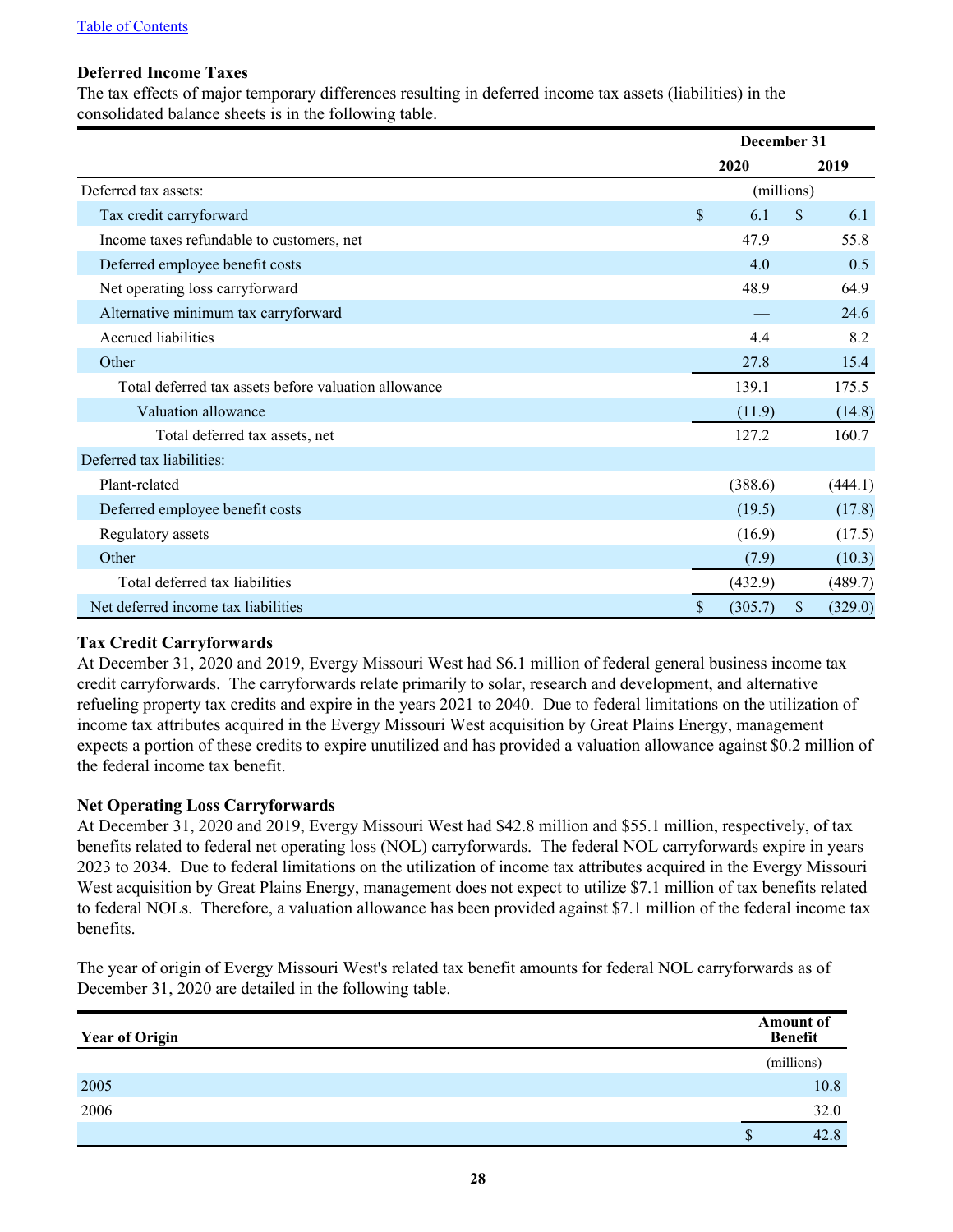[Table of Contents](#)

**Deferred Income Taxes**

The tax effects of major temporary differences resulting in deferred income tax assets (liabilities) in the consolidated balance sheets is in the following table.

| | December 31 | |
|---|---|---|
| | 2020 | 2019 |
| Deferred tax assets: | (millions) | |
| Tax credit carryforward | $ 6.1 | $ 6.1 |
| Income taxes refundable to customers, net | 47.9 | 55.8 |
| Deferred employee benefit costs | 4.0 | 0.5 |
| Net operating loss carryforward | 48.9 | 64.9 |
| Alternative minimum tax carryforward | — | 24.6 |
| Accrued liabilities | 4.4 | 8.2 |
| Other | 27.8 | 15.4 |
| Total deferred tax assets before valuation allowance | 139.1 | 175.5 |
| Valuation allowance | (11.9) | (14.8) |
| Total deferred tax assets, net | 127.2 | 160.7 |
| Deferred tax liabilities: | | |
| Plant-related | (388.6) | (444.1) |
| Deferred employee benefit costs | (19.5) | (17.8) |
| Regulatory assets | (16.9) | (17.5) |
| Other | (7.9) | (10.3) |
| Total deferred tax liabilities | (432.9) | (489.7) |
| Net deferred income tax liabilities | $ (305.7) | $ (329.0) |

**Tax Credit Carryforwards**

At December 31, 2020 and 2019, Evergy Missouri West had $6.1 million of federal general business income tax credit carryforwards. The carryforwards relate primarily to solar, research and development, and alternative refueling property tax credits and expire in the years 2021 to 2040. Due to federal limitations on the utilization of income tax attributes acquired in the Evergy Missouri West acquisition by Great Plains Energy, management expects a portion of these credits to expire unutilized and has provided a valuation allowance against $0.2 million of the federal income tax benefit.

**Net Operating Loss Carryforwards**

At December 31, 2020 and 2019, Evergy Missouri West had $42.8 million and $55.1 million, respectively, of tax benefits related to federal net operating loss (NOL) carryforwards. The federal NOL carryforwards expire in years 2023 to 2034. Due to federal limitations on the utilization of income tax attributes acquired in the Evergy Missouri West acquisition by Great Plains Energy, management does not expect to utilize $7.1 million of tax benefits related to federal NOLs. Therefore, a valuation allowance has been provided against $7.1 million of the federal income tax benefits.

The year of origin of Evergy Missouri West's related tax benefit amounts for federal NOL carryforwards as of December 31, 2020 are detailed in the following table.

| Year of Origin | Amount of Benefit |
|---|---|
| | (millions) |
| 2005 | 10.8 |
| 2006 | 32.0 |
| | $ 42.8 |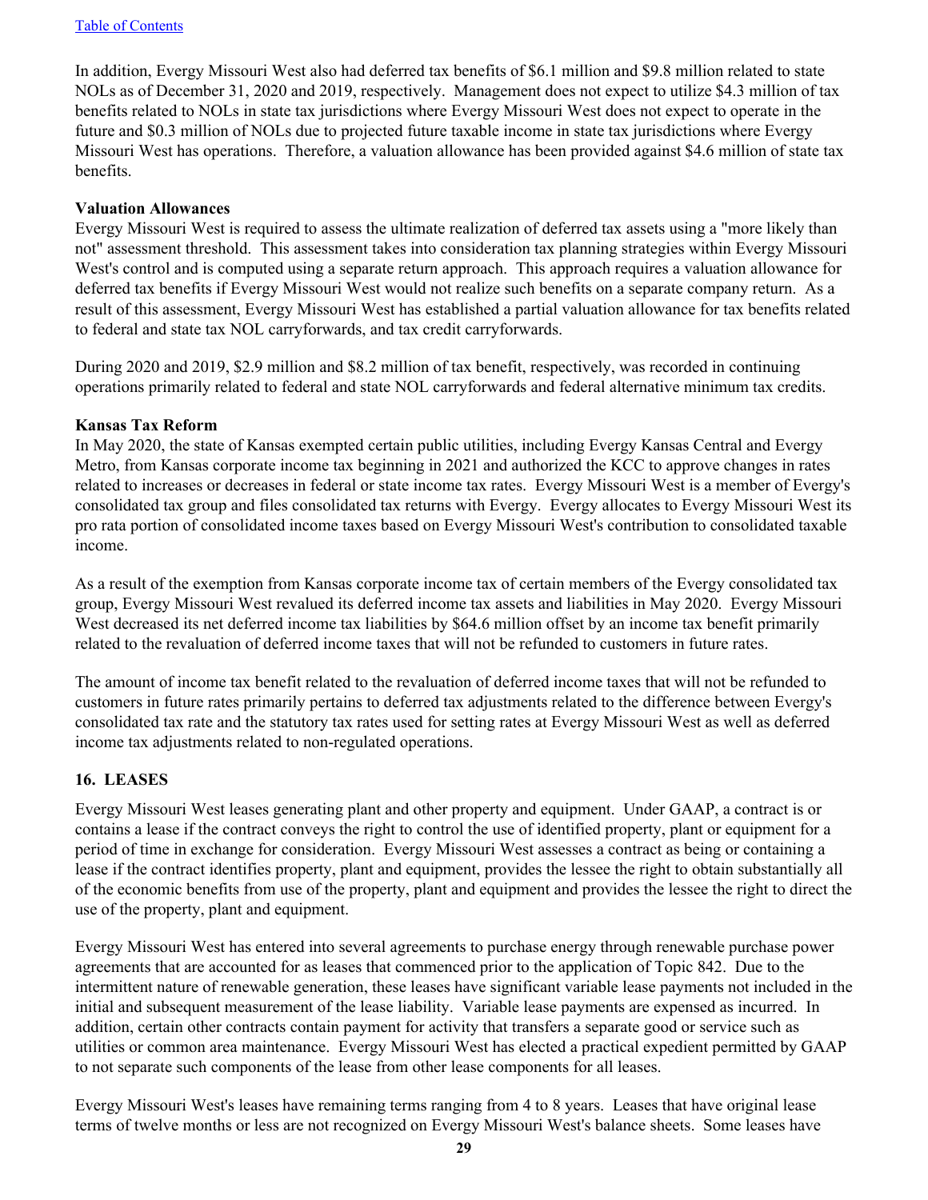In addition, Evergy Missouri West also had deferred tax benefits of $6.1 million and $9.8 million related to state NOLs as of December 31, 2020 and 2019, respectively. Management does not expect to utilize $4.3 million of tax benefits related to NOLs in state tax jurisdictions where Evergy Missouri West does not expect to operate in the future and $0.3 million of NOLs due to projected future taxable income in state tax jurisdictions where Evergy Missouri West has operations. Therefore, a valuation allowance has been provided against $4.6 million of state tax benefits.

**Valuation Allowances**

Evergy Missouri West is required to assess the ultimate realization of deferred tax assets using a "more likely than not" assessment threshold. This assessment takes into consideration tax planning strategies within Evergy Missouri West's control and is computed using a separate return approach. This approach requires a valuation allowance for deferred tax benefits if Evergy Missouri West would not realize such benefits on a separate company return. As a result of this assessment, Evergy Missouri West has established a partial valuation allowance for tax benefits related to federal and state tax NOL carryforwards, and tax credit carryforwards.

During 2020 and 2019, $2.9 million and $8.2 million of tax benefit, respectively, was recorded in continuing operations primarily related to federal and state NOL carryforwards and federal alternative minimum tax credits.

**Kansas Tax Reform**

In May 2020, the state of Kansas exempted certain public utilities, including Evergy Kansas Central and Evergy Metro, from Kansas corporate income tax beginning in 2021 and authorized the KCC to approve changes in rates related to increases or decreases in federal or state income tax rates. Evergy Missouri West is a member of Evergy's consolidated tax group and files consolidated tax returns with Evergy. Evergy allocates to Evergy Missouri West its pro rata portion of consolidated income taxes based on Evergy Missouri West's contribution to consolidated taxable income.

As a result of the exemption from Kansas corporate income tax of certain members of the Evergy consolidated tax group, Evergy Missouri West revalued its deferred income tax assets and liabilities in May 2020. Evergy Missouri West decreased its net deferred income tax liabilities by $64.6 million offset by an income tax benefit primarily related to the revaluation of deferred income taxes that will not be refunded to customers in future rates.

The amount of income tax benefit related to the revaluation of deferred income taxes that will not be refunded to customers in future rates primarily pertains to deferred tax adjustments related to the difference between Evergy's consolidated tax rate and the statutory tax rates used for setting rates at Evergy Missouri West as well as deferred income tax adjustments related to non-regulated operations.

## 16. LEASES

Evergy Missouri West leases generating plant and other property and equipment. Under GAAP, a contract is or contains a lease if the contract conveys the right to control the use of identified property, plant or equipment for a period of time in exchange for consideration. Evergy Missouri West assesses a contract as being or containing a lease if the contract identifies property, plant and equipment, provides the lessee the right to obtain substantially all of the economic benefits from use of the property, plant and equipment and provides the lessee the right to direct the use of the property, plant and equipment.

Evergy Missouri West has entered into several agreements to purchase energy through renewable purchase power agreements that are accounted for as leases that commenced prior to the application of Topic 842. Due to the intermittent nature of renewable generation, these leases have significant variable lease payments not included in the initial and subsequent measurement of the lease liability. Variable lease payments are expensed as incurred. In addition, certain other contracts contain payment for activity that transfers a separate good or service such as utilities or common area maintenance. Evergy Missouri West has elected a practical expedient permitted by GAAP to not separate such components of the lease from other lease components for all leases.

Evergy Missouri West's leases have remaining terms ranging from 4 to 8 years. Leases that have original lease terms of twelve months or less are not recognized on Evergy Missouri West's balance sheets. Some leases have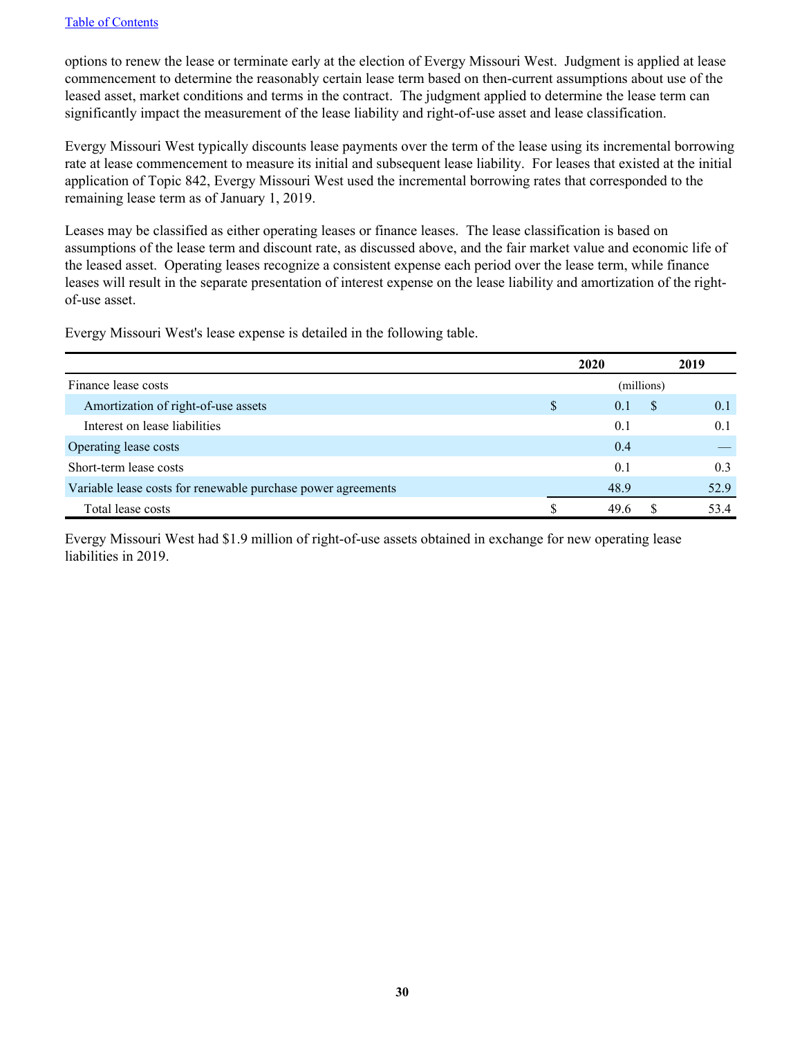options to renew the lease or terminate early at the election of Evergy Missouri West. Judgment is applied at lease commencement to determine the reasonably certain lease term based on then-current assumptions about use of the leased asset, market conditions and terms in the contract. The judgment applied to determine the lease term can significantly impact the measurement of the lease liability and right-of-use asset and lease classification.

Evergy Missouri West typically discounts lease payments over the term of the lease using its incremental borrowing rate at lease commencement to measure its initial and subsequent lease liability. For leases that existed at the initial application of Topic 842, Evergy Missouri West used the incremental borrowing rates that corresponded to the remaining lease term as of January 1, 2019.

Leases may be classified as either operating leases or finance leases. The lease classification is based on assumptions of the lease term and discount rate, as discussed above, and the fair market value and economic life of the leased asset. Operating leases recognize a consistent expense each period over the lease term, while finance leases will result in the separate presentation of interest expense on the lease liability and amortization of the right-of-use asset.

Evergy Missouri West's lease expense is detailed in the following table.

| | 2020 | 2019 |
|---|---|---|
| Finance lease costs | (millions) | |
| Amortization of right-of-use assets | $ 0.1 | $ 0.1 |
| Interest on lease liabilities | 0.1 | 0.1 |
| Operating lease costs | 0.4 | — |
| Short-term lease costs | 0.1 | 0.3 |
| Variable lease costs for renewable purchase power agreements | 48.9 | 52.9 |
| Total lease costs | $ 49.6 | $ 53.4 |

Evergy Missouri West had $1.9 million of right-of-use assets obtained in exchange for new operating lease liabilities in 2019.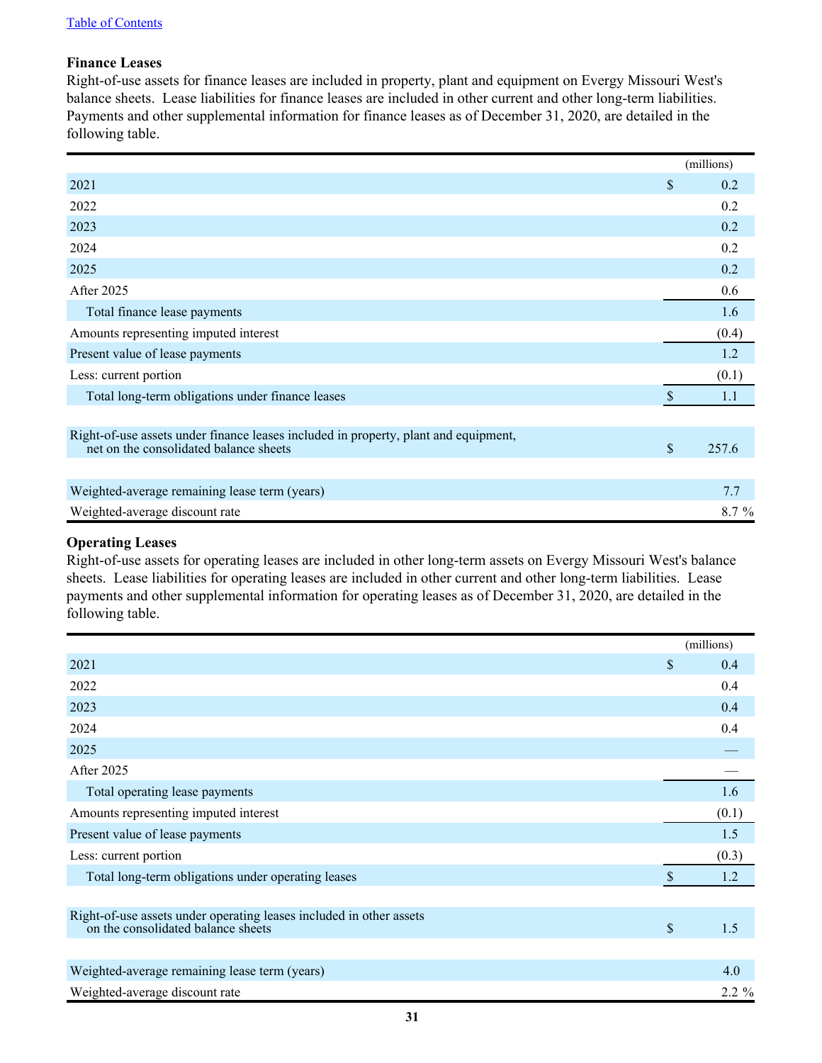**Finance Leases**

Right-of-use assets for finance leases are included in property, plant and equipment on Evergy Missouri West's balance sheets. Lease liabilities for finance leases are included in other current and other long-term liabilities. Payments and other supplemental information for finance leases as of December 31, 2020, are detailed in the following table.

| | (millions) |
|---|---|
| 2021 | $ 0.2 |
| 2022 | 0.2 |
| 2023 | 0.2 |
| 2024 | 0.2 |
| 2025 | 0.2 |
| After 2025 | 0.6 |
| Total finance lease payments | 1.6 |
| Amounts representing imputed interest | (0.4) |
| Present value of lease payments | 1.2 |
| Less: current portion | (0.1) |
| Total long-term obligations under finance leases | $ 1.1 |
| | |
| Right-of-use assets under finance leases included in property, plant and equipment, net on the consolidated balance sheets | $ 257.6 |
| | |
| Weighted-average remaining lease term (years) | 7.7 |
| Weighted-average discount rate | 8.7 % |

**Operating Leases**

Right-of-use assets for operating leases are included in other long-term assets on Evergy Missouri West's balance sheets. Lease liabilities for operating leases are included in other current and other long-term liabilities. Lease payments and other supplemental information for operating leases as of December 31, 2020, are detailed in the following table.

| | (millions) |
|---|---|
| 2021 | $ 0.4 |
| 2022 | 0.4 |
| 2023 | 0.4 |
| 2024 | 0.4 |
| 2025 | — |
| After 2025 | — |
| Total operating lease payments | 1.6 |
| Amounts representing imputed interest | (0.1) |
| Present value of lease payments | 1.5 |
| Less: current portion | (0.3) |
| Total long-term obligations under operating leases | $ 1.2 |
| | |
| Right-of-use assets under operating leases included in other assets on the consolidated balance sheets | $ 1.5 |
| | |
| Weighted-average remaining lease term (years) | 4.0 |
| Weighted-average discount rate | 2.2 % |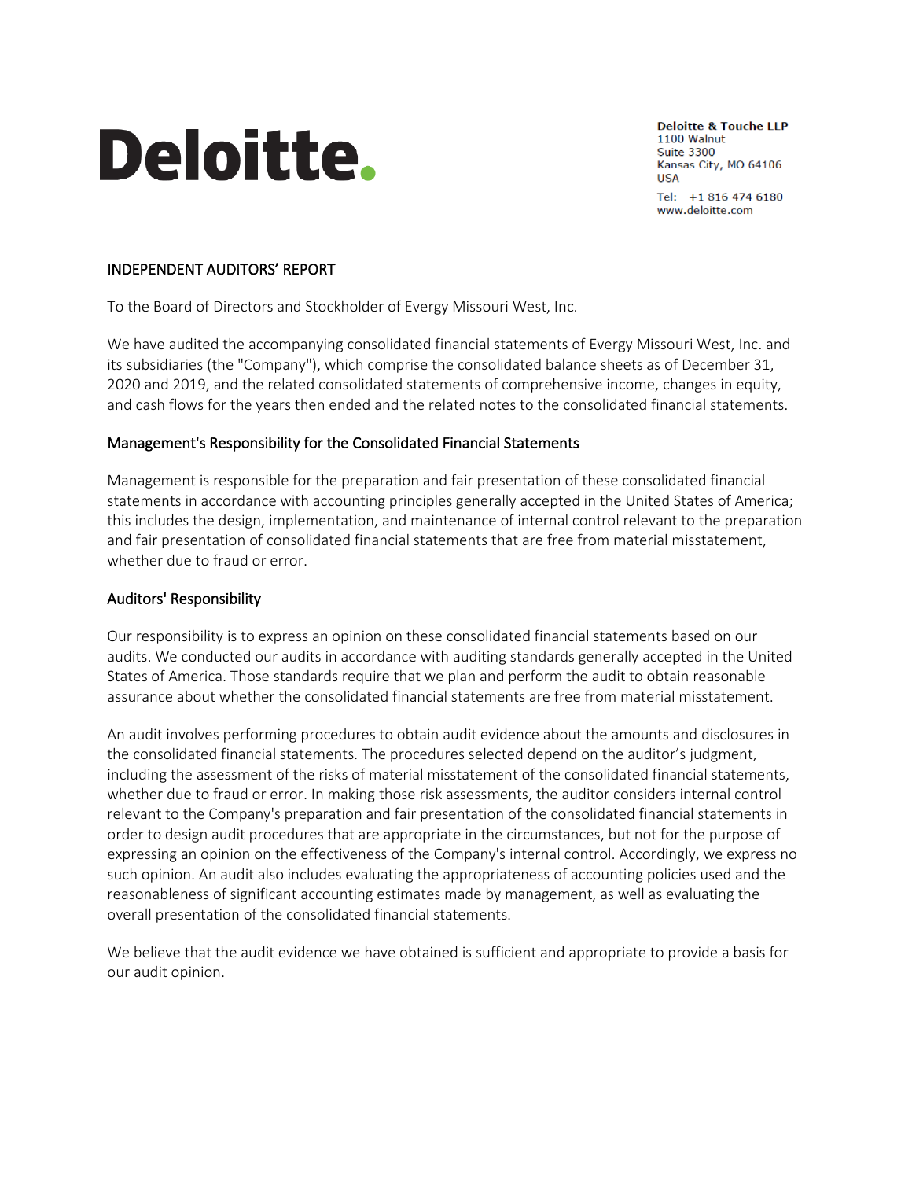**Deloitte.**

**Deloitte & Touche LLP**
1100 Walnut
Suite 3300
Kansas City, MO 64106
USA

Tel: +1 816 474 6180
www.deloitte.com

## INDEPENDENT AUDITORS' REPORT

To the Board of Directors and Stockholder of Evergy Missouri West, Inc.

We have audited the accompanying consolidated financial statements of Evergy Missouri West, Inc. and its subsidiaries (the "Company"), which comprise the consolidated balance sheets as of December 31, 2020 and 2019, and the related consolidated statements of comprehensive income, changes in equity, and cash flows for the years then ended and the related notes to the consolidated financial statements.

### Management's Responsibility for the Consolidated Financial Statements

Management is responsible for the preparation and fair presentation of these consolidated financial statements in accordance with accounting principles generally accepted in the United States of America; this includes the design, implementation, and maintenance of internal control relevant to the preparation and fair presentation of consolidated financial statements that are free from material misstatement, whether due to fraud or error.

### Auditors' Responsibility

Our responsibility is to express an opinion on these consolidated financial statements based on our audits. We conducted our audits in accordance with auditing standards generally accepted in the United States of America. Those standards require that we plan and perform the audit to obtain reasonable assurance about whether the consolidated financial statements are free from material misstatement.

An audit involves performing procedures to obtain audit evidence about the amounts and disclosures in the consolidated financial statements. The procedures selected depend on the auditor's judgment, including the assessment of the risks of material misstatement of the consolidated financial statements, whether due to fraud or error. In making those risk assessments, the auditor considers internal control relevant to the Company's preparation and fair presentation of the consolidated financial statements in order to design audit procedures that are appropriate in the circumstances, but not for the purpose of expressing an opinion on the effectiveness of the Company's internal control. Accordingly, we express no such opinion. An audit also includes evaluating the appropriateness of accounting policies used and the reasonableness of significant accounting estimates made by management, as well as evaluating the overall presentation of the consolidated financial statements.

We believe that the audit evidence we have obtained is sufficient and appropriate to provide a basis for our audit opinion.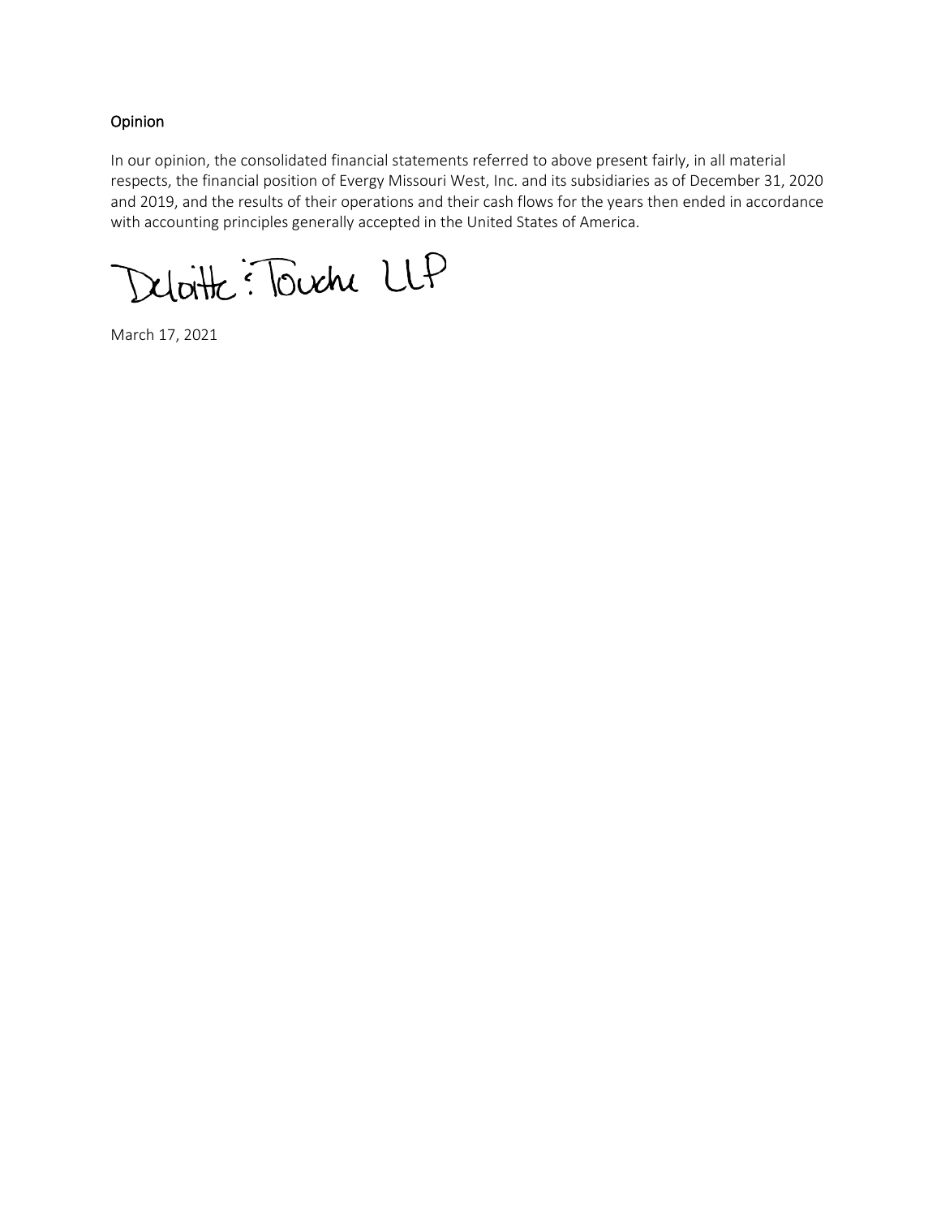## Opinion

In our opinion, the consolidated financial statements referred to above present fairly, in all material respects, the financial position of Evergy Missouri West, Inc. and its subsidiaries as of December 31, 2020 and 2019, and the results of their operations and their cash flows for the years then ended in accordance with accounting principles generally accepted in the United States of America.

Deloitte & Touche LLP

March 17, 2021